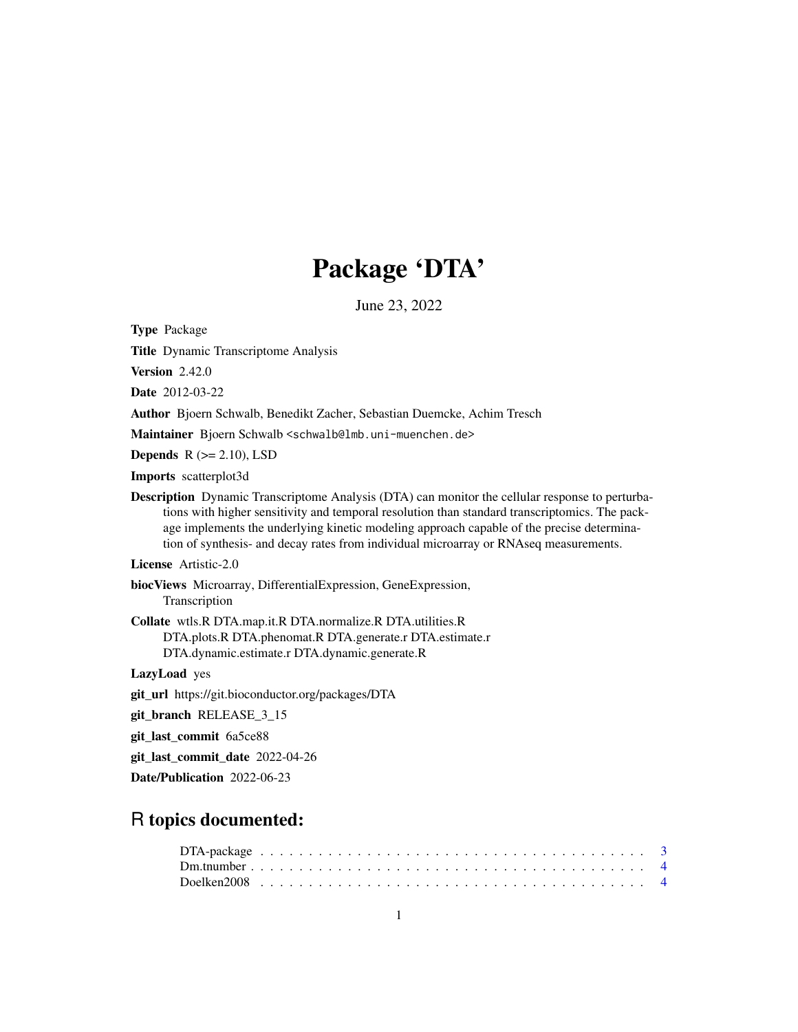# Package 'DTA'

June 23, 2022

**Type** Package

**Title** Dynamic Transcriptome Analysis

**Version** 2.42.0

**Date** 2012-03-22

**Author** Bjoern Schwalb, Benedikt Zacher, Sebastian Duemcke, Achim Tresch

**Maintainer** Bjoern Schwalb <schwalb@lmb.uni-muenchen.de>

**Depends** R (>= 2.10), LSD

**Imports** scatterplot3d

**Description** Dynamic Transcriptome Analysis (DTA) can monitor the cellular response to perturbations with higher sensitivity and temporal resolution than standard transcriptomics. The package implements the underlying kinetic modeling approach capable of the precise determination of synthesis- and decay rates from individual microarray or RNAseq measurements.

**License** Artistic-2.0

**biocViews** Microarray, DifferentialExpression, GeneExpression, Transcription

**Collate** wtls.R DTA.map.it.R DTA.normalize.R DTA.utilities.R DTA.plots.R DTA.phenomat.R DTA.generate.r DTA.estimate.r DTA.dynamic.estimate.r DTA.dynamic.generate.R

**LazyLoad** yes

**git_url** https://git.bioconductor.org/packages/DTA

**git_branch** RELEASE_3_15

**git_last_commit** 6a5ce88

**git_last_commit_date** 2022-04-26

**Date/Publication** 2022-06-23

## R topics documented:

DTA-package . . . . . . . . . . . . . . . . . . . . . . . . . . . . . . . . . . . . . . . . 3
Dm.tnumber . . . . . . . . . . . . . . . . . . . . . . . . . . . . . . . . . . . . . . . . 4
Doelken2008 . . . . . . . . . . . . . . . . . . . . . . . . . . . . . . . . . . . . . . . . 4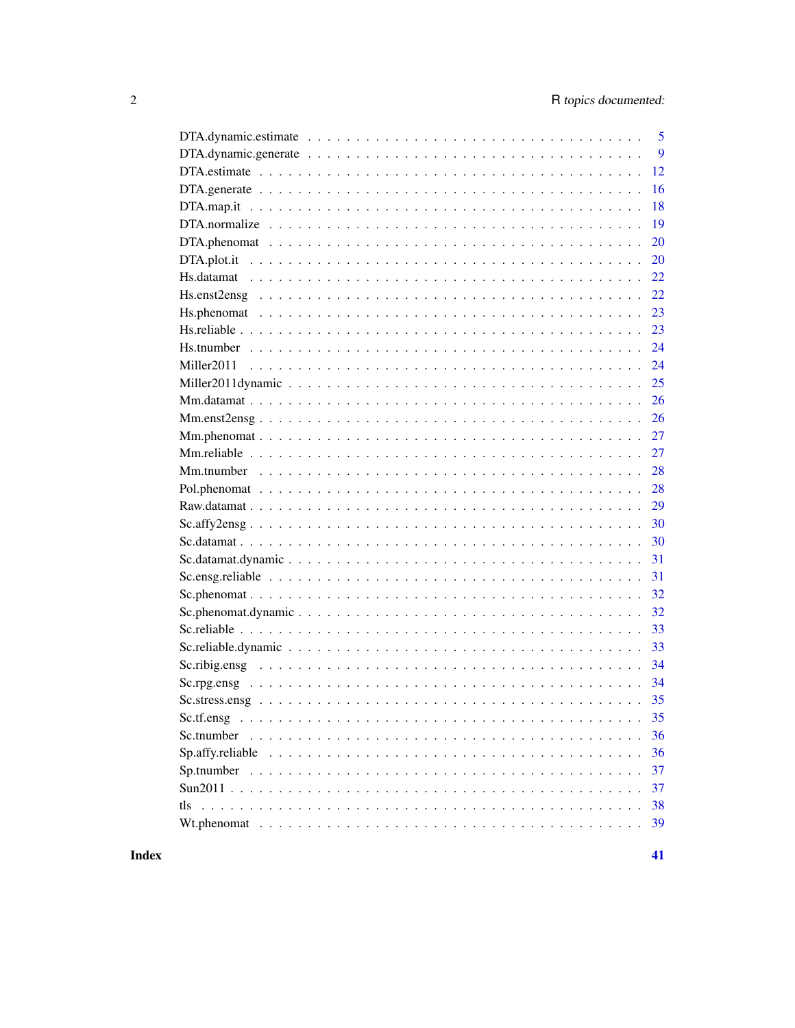| | |
|---|---|
| DTA.dynamic.estimate | 5 |
| DTA.dynamic.generate | 9 |
| DTA.estimate | 12 |
| DTA.generate | 16 |
| DTA.map.it | 18 |
| DTA.normalize | 19 |
| DTA.phenomat | 20 |
| DTA.plot.it | 20 |
| Hs.datamat | 22 |
| Hs.enst2ensg | 22 |
| Hs.phenomat | 23 |
| Hs.reliable | 23 |
| Hs.tnumber | 24 |
| Miller2011 | 24 |
| Miller2011dynamic | 25 |
| Mm.datamat | 26 |
| Mm.enst2ensg | 26 |
| Mm.phenomat | 27 |
| Mm.reliable | 27 |
| Mm.tnumber | 28 |
| Pol.phenomat | 28 |
| Raw.datamat | 29 |
| Sc.affy2ensg | 30 |
| Sc.datamat | 30 |
| Sc.datamat.dynamic | 31 |
| Sc.ensg.reliable | 31 |
| Sc.phenomat | 32 |
| Sc.phenomat.dynamic | 32 |
| Sc.reliable | 33 |
| Sc.reliable.dynamic | 33 |
| Sc.ribig.ensg | 34 |
| Sc.rpg.ensg | 34 |
| Sc.stress.ensg | 35 |
| Sc.tf.ensg | 35 |
| Sc.tnumber | 36 |
| Sp.affy.reliable | 36 |
| Sp.tnumber | 37 |
| Sun2011 | 37 |
| tls | 38 |
| Wt.phenomat | 39 |

**Index** **41**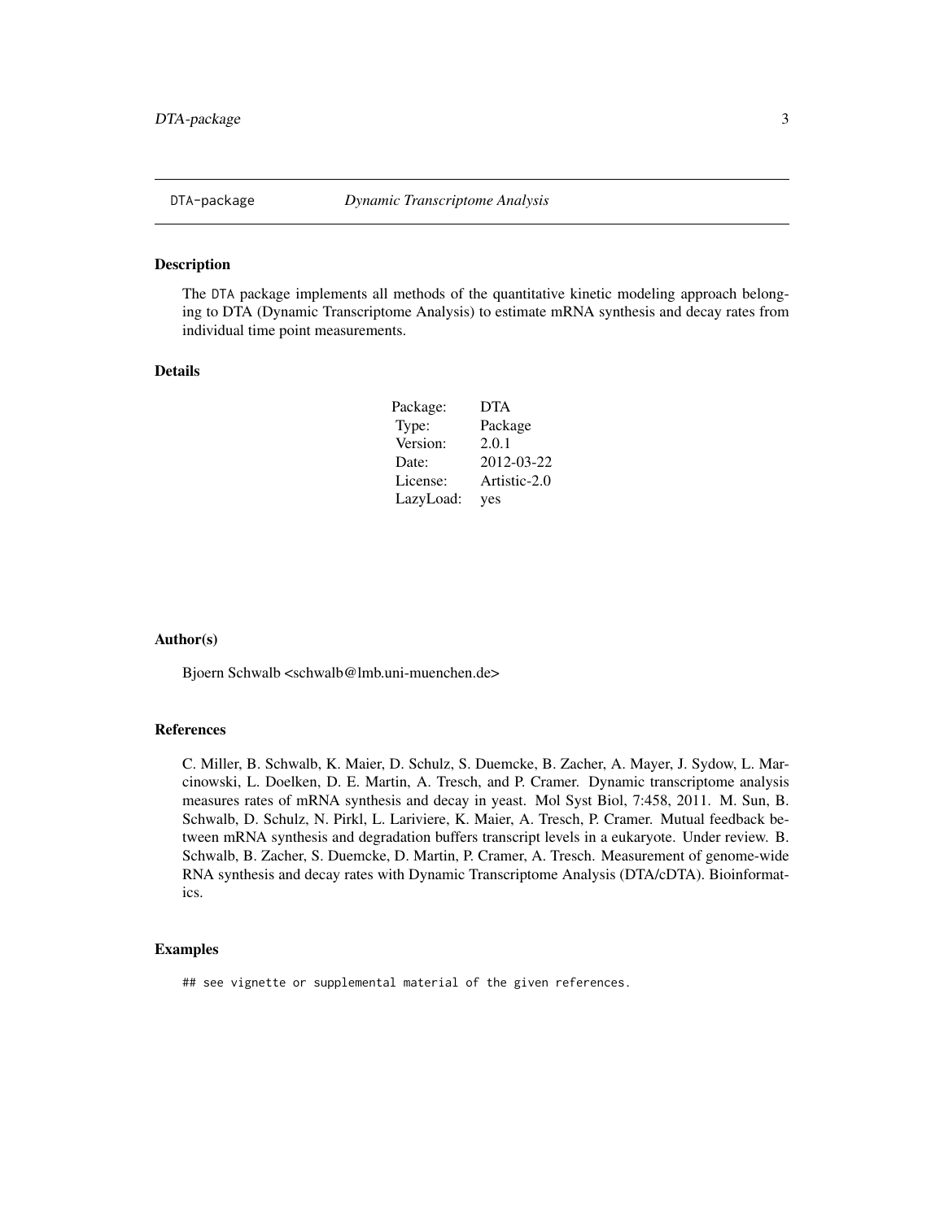# DTA-package *Dynamic Transcriptome Analysis*

## Description

The DTA package implements all methods of the quantitative kinetic modeling approach belonging to DTA (Dynamic Transcriptome Analysis) to estimate mRNA synthesis and decay rates from individual time point measurements.

## Details

| | |
|---|---|
| Package: | DTA |
| Type: | Package |
| Version: | 2.0.1 |
| Date: | 2012-03-22 |
| License: | Artistic-2.0 |
| LazyLoad: | yes |

## Author(s)

Bjoern Schwalb <schwalb@lmb.uni-muenchen.de>

## References

C. Miller, B. Schwalb, K. Maier, D. Schulz, S. Duemcke, B. Zacher, A. Mayer, J. Sydow, L. Marcinowski, L. Doelken, D. E. Martin, A. Tresch, and P. Cramer. Dynamic transcriptome analysis measures rates of mRNA synthesis and decay in yeast. Mol Syst Biol, 7:458, 2011. M. Sun, B. Schwalb, D. Schulz, N. Pirkl, L. Lariviere, K. Maier, A. Tresch, P. Cramer. Mutual feedback between mRNA synthesis and degradation buffers transcript levels in a eukaryote. Under review. B. Schwalb, B. Zacher, S. Duemcke, D. Martin, P. Cramer, A. Tresch. Measurement of genome-wide RNA synthesis and decay rates with Dynamic Transcriptome Analysis (DTA/cDTA). Bioinformatics.

## Examples

```
## see vignette or supplemental material of the given references.
```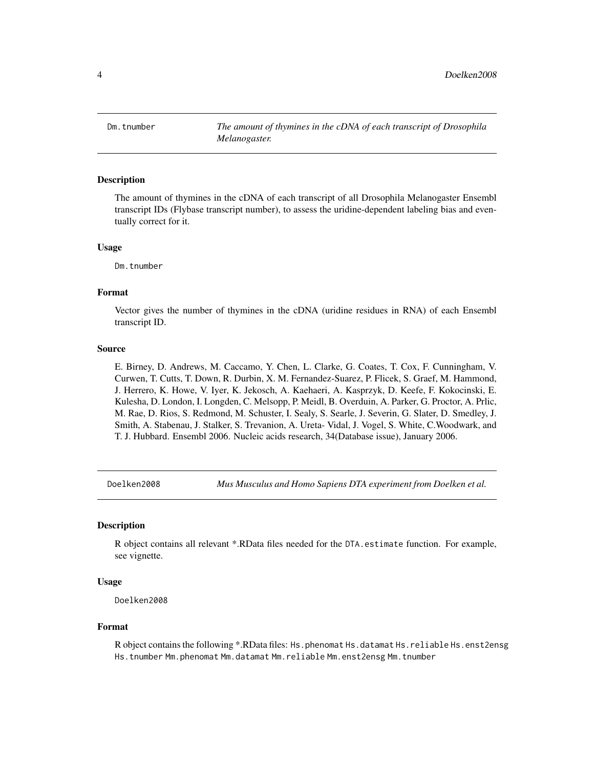## Dm.tnumber — *The amount of thymines in the cDNA of each transcript of Drosophila Melanogaster.*

### Description

The amount of thymines in the cDNA of each transcript of all Drosophila Melanogaster Ensembl transcript IDs (Flybase transcript number), to assess the uridine-dependent labeling bias and eventually correct for it.

### Usage

```
Dm.tnumber
```

### Format

Vector gives the number of thymines in the cDNA (uridine residues in RNA) of each Ensembl transcript ID.

### Source

E. Birney, D. Andrews, M. Caccamo, Y. Chen, L. Clarke, G. Coates, T. Cox, F. Cunningham, V. Curwen, T. Cutts, T. Down, R. Durbin, X. M. Fernandez-Suarez, P. Flicek, S. Graef, M. Hammond, J. Herrero, K. Howe, V. Iyer, K. Jekosch, A. Kaehaeri, A. Kasprzyk, D. Keefe, F. Kokocinski, E. Kulesha, D. London, I. Longden, C. Melsopp, P. Meidl, B. Overduin, A. Parker, G. Proctor, A. Prlic, M. Rae, D. Rios, S. Redmond, M. Schuster, I. Sealy, S. Searle, J. Severin, G. Slater, D. Smedley, J. Smith, A. Stabenau, J. Stalker, S. Trevanion, A. Ureta- Vidal, J. Vogel, S. White, C.Woodwark, and T. J. Hubbard. Ensembl 2006. Nucleic acids research, 34(Database issue), January 2006.

## Doelken2008 — *Mus Musculus and Homo Sapiens DTA experiment from Doelken et al.*

### Description

R object contains all relevant *.RData files needed for the `DTA.estimate` function. For example, see vignette.

### Usage

```
Doelken2008
```

### Format

R object contains the following *.RData files: `Hs.phenomat` `Hs.datamat` `Hs.reliable` `Hs.enst2ensg` `Hs.tnumber` `Mm.phenomat` `Mm.datamat` `Mm.reliable` `Mm.enst2ensg` `Mm.tnumber`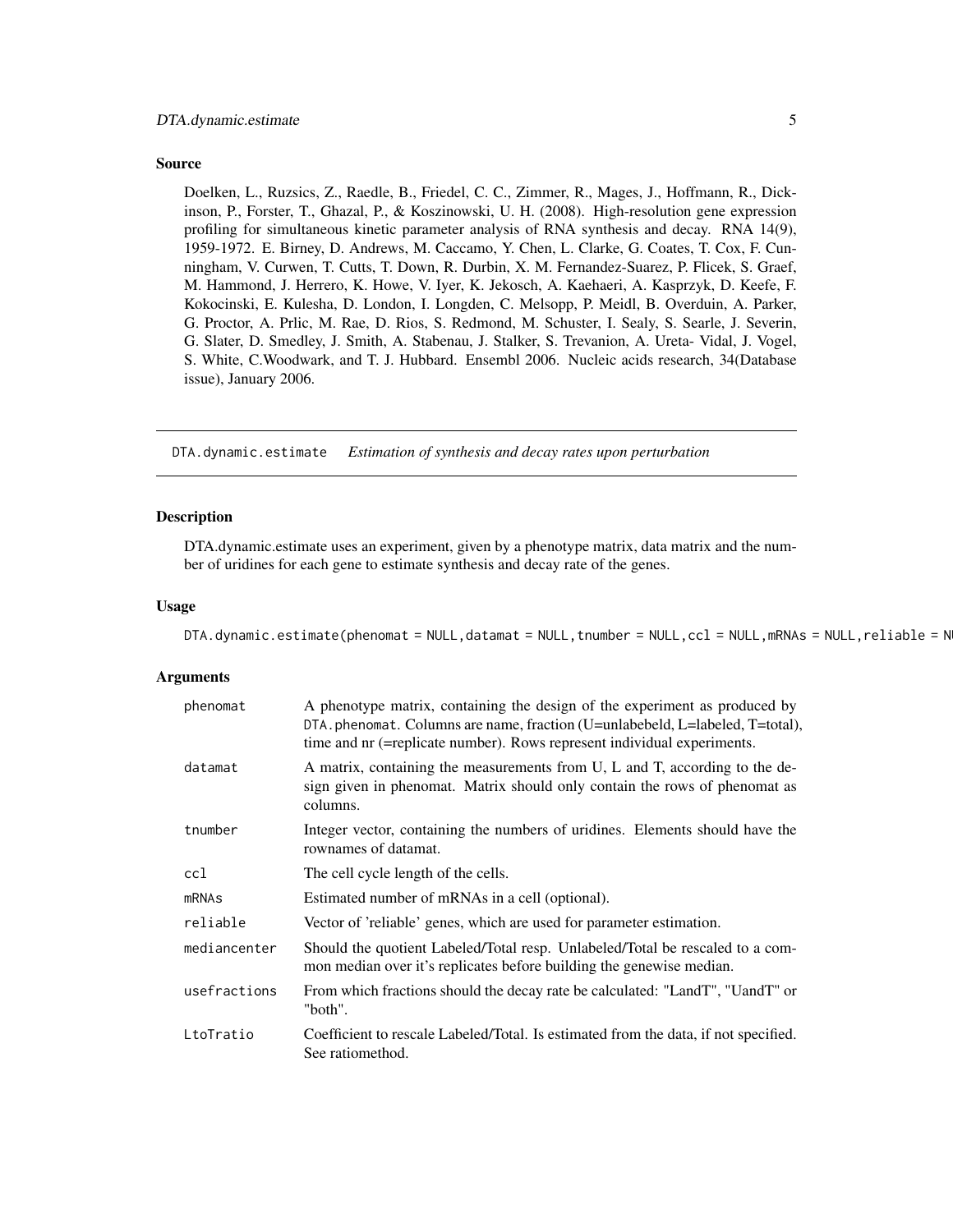### Source

Doelken, L., Ruzsics, Z., Raedle, B., Friedel, C. C., Zimmer, R., Mages, J., Hoffmann, R., Dickinson, P., Forster, T., Ghazal, P., & Koszinowski, U. H. (2008). High-resolution gene expression profiling for simultaneous kinetic parameter analysis of RNA synthesis and decay. RNA 14(9), 1959-1972. E. Birney, D. Andrews, M. Caccamo, Y. Chen, L. Clarke, G. Coates, T. Cox, F. Cunningham, V. Curwen, T. Cutts, T. Down, R. Durbin, X. M. Fernandez-Suarez, P. Flicek, S. Graef, M. Hammond, J. Herrero, K. Howe, V. Iyer, K. Jekosch, A. Kaehaeri, A. Kasprzyk, D. Keefe, F. Kokocinski, E. Kulesha, D. London, I. Longden, C. Melsopp, P. Meidl, B. Overduin, A. Parker, G. Proctor, A. Prlic, M. Rae, D. Rios, S. Redmond, M. Schuster, I. Sealy, S. Searle, J. Severin, G. Slater, D. Smedley, J. Smith, A. Stabenau, J. Stalker, S. Trevanion, A. Ureta- Vidal, J. Vogel, S. White, C.Woodwark, and T. J. Hubbard. Ensembl 2006. Nucleic acids research, 34(Database issue), January 2006.

## DTA.dynamic.estimate *Estimation of synthesis and decay rates upon perturbation*

### Description

DTA.dynamic.estimate uses an experiment, given by a phenotype matrix, data matrix and the number of uridines for each gene to estimate synthesis and decay rate of the genes.

### Usage

```
DTA.dynamic.estimate(phenomat = NULL,datamat = NULL,tnumber = NULL,ccl = NULL,mRNAs = NULL,reliable = NU
```

### Arguments

| | |
|---|---|
| phenomat | A phenotype matrix, containing the design of the experiment as produced by DTA.phenomat. Columns are name, fraction (U=unlabebeld, L=labeled, T=total), time and nr (=replicate number). Rows represent individual experiments. |
| datamat | A matrix, containing the measurements from U, L and T, according to the design given in phenomat. Matrix should only contain the rows of phenomat as columns. |
| tnumber | Integer vector, containing the numbers of uridines. Elements should have the rownames of datamat. |
| ccl | The cell cycle length of the cells. |
| mRNAs | Estimated number of mRNAs in a cell (optional). |
| reliable | Vector of 'reliable' genes, which are used for parameter estimation. |
| mediancenter | Should the quotient Labeled/Total resp. Unlabeled/Total be rescaled to a common median over it's replicates before building the genewise median. |
| usefractions | From which fractions should the decay rate be calculated: "LandT", "UandT" or "both". |
| LtoTratio | Coefficient to rescale Labeled/Total. Is estimated from the data, if not specified. See ratiomethod. |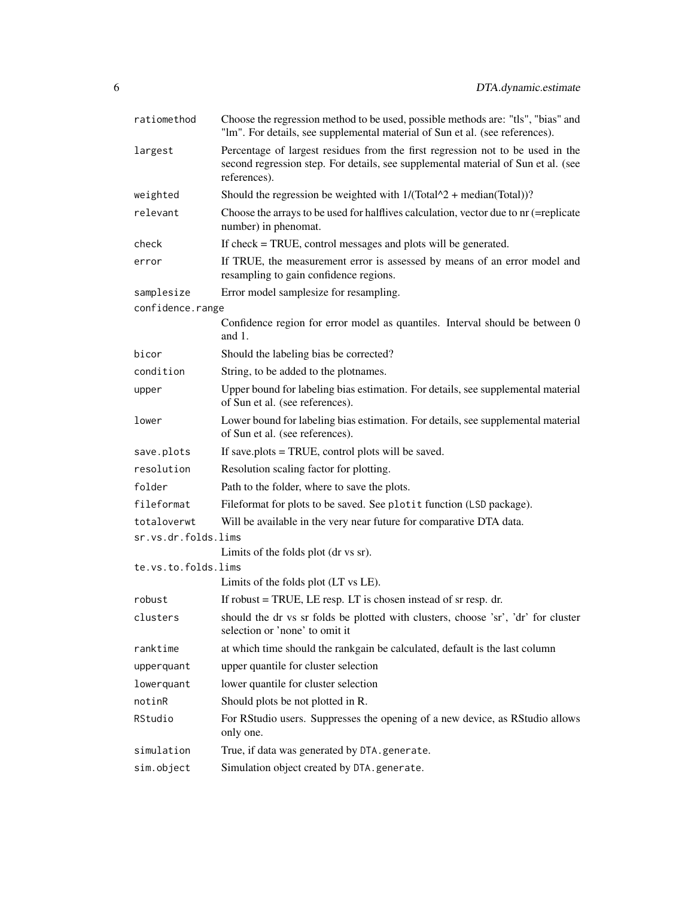| | |
|---|---|
| `ratiomethod` | Choose the regression method to be used, possible methods are: "tls", "bias" and "lm". For details, see supplemental material of Sun et al. (see references). |
| `largest` | Percentage of largest residues from the first regression not to be used in the second regression step. For details, see supplemental material of Sun et al. (see references). |
| `weighted` | Should the regression be weighted with 1/(Total^2 + median(Total))? |
| `relevant` | Choose the arrays to be used for halflives calculation, vector due to nr (=replicate number) in phenomat. |
| `check` | If check = TRUE, control messages and plots will be generated. |
| `error` | If TRUE, the measurement error is assessed by means of an error model and resampling to gain confidence regions. |
| `samplesize` | Error model samplesize for resampling. |
| `confidence.range` | Confidence region for error model as quantiles. Interval should be between 0 and 1. |
| `bicor` | Should the labeling bias be corrected? |
| `condition` | String, to be added to the plotnames. |
| `upper` | Upper bound for labeling bias estimation. For details, see supplemental material of Sun et al. (see references). |
| `lower` | Lower bound for labeling bias estimation. For details, see supplemental material of Sun et al. (see references). |
| `save.plots` | If save.plots = TRUE, control plots will be saved. |
| `resolution` | Resolution scaling factor for plotting. |
| `folder` | Path to the folder, where to save the plots. |
| `fileformat` | Fileformat for plots to be saved. See `plotit` function (`LSD` package). |
| `totaloverwt` | Will be available in the very near future for comparative DTA data. |
| `sr.vs.dr.folds.lims` | Limits of the folds plot (dr vs sr). |
| `te.vs.to.folds.lims` | Limits of the folds plot (LT vs LE). |
| `robust` | If robust = TRUE, LE resp. LT is chosen instead of sr resp. dr. |
| `clusters` | should the dr vs sr folds be plotted with clusters, choose 'sr', 'dr' for cluster selection or 'none' to omit it |
| `ranktime` | at which time should the rankgain be calculated, default is the last column |
| `upperquant` | upper quantile for cluster selection |
| `lowerquant` | lower quantile for cluster selection |
| `notinR` | Should plots be not plotted in R. |
| `RStudio` | For RStudio users. Suppresses the opening of a new device, as RStudio allows only one. |
| `simulation` | True, if data was generated by `DTA.generate`. |
| `sim.object` | Simulation object created by `DTA.generate`. |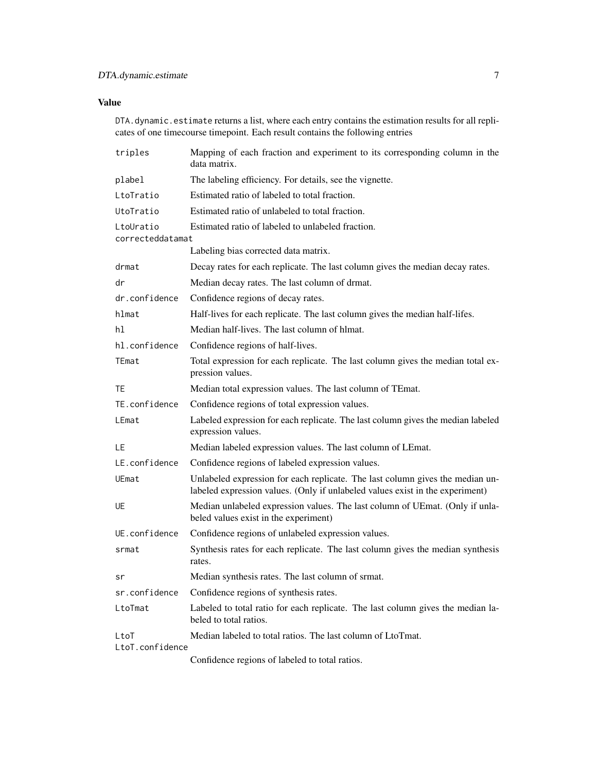## Value

`DTA.dynamic.estimate` returns a list, where each entry contains the estimation results for all replicates of one timecourse timepoint. Each result contains the following entries

| | |
|---|---|
| `triples` | Mapping of each fraction and experiment to its corresponding column in the data matrix. |
| `plabel` | The labeling efficiency. For details, see the vignette. |
| `LtoTratio` | Estimated ratio of labeled to total fraction. |
| `UtoTratio` | Estimated ratio of unlabeled to total fraction. |
| `LtoUratio` | Estimated ratio of labeled to unlabeled fraction. |
| `correcteddatamat` | Labeling bias corrected data matrix. |
| `drmat` | Decay rates for each replicate. The last column gives the median decay rates. |
| `dr` | Median decay rates. The last column of drmat. |
| `dr.confidence` | Confidence regions of decay rates. |
| `hlmat` | Half-lives for each replicate. The last column gives the median half-lifes. |
| `hl` | Median half-lives. The last column of hlmat. |
| `hl.confidence` | Confidence regions of half-lives. |
| `TEmat` | Total expression for each replicate. The last column gives the median total expression values. |
| `TE` | Median total expression values. The last column of TEmat. |
| `TE.confidence` | Confidence regions of total expression values. |
| `LEmat` | Labeled expression for each replicate. The last column gives the median labeled expression values. |
| `LE` | Median labeled expression values. The last column of LEmat. |
| `LE.confidence` | Confidence regions of labeled expression values. |
| `UEmat` | Unlabeled expression for each replicate. The last column gives the median unlabeled expression values. (Only if unlabeled values exist in the experiment) |
| `UE` | Median unlabeled expression values. The last column of UEmat. (Only if unlabeled values exist in the experiment) |
| `UE.confidence` | Confidence regions of unlabeled expression values. |
| `srmat` | Synthesis rates for each replicate. The last column gives the median synthesis rates. |
| `sr` | Median synthesis rates. The last column of srmat. |
| `sr.confidence` | Confidence regions of synthesis rates. |
| `LtoTmat` | Labeled to total ratio for each replicate. The last column gives the median labeled to total ratios. |
| `LtoT` | Median labeled to total ratios. The last column of LtoTmat. |
| `LtoT.confidence` | Confidence regions of labeled to total ratios. |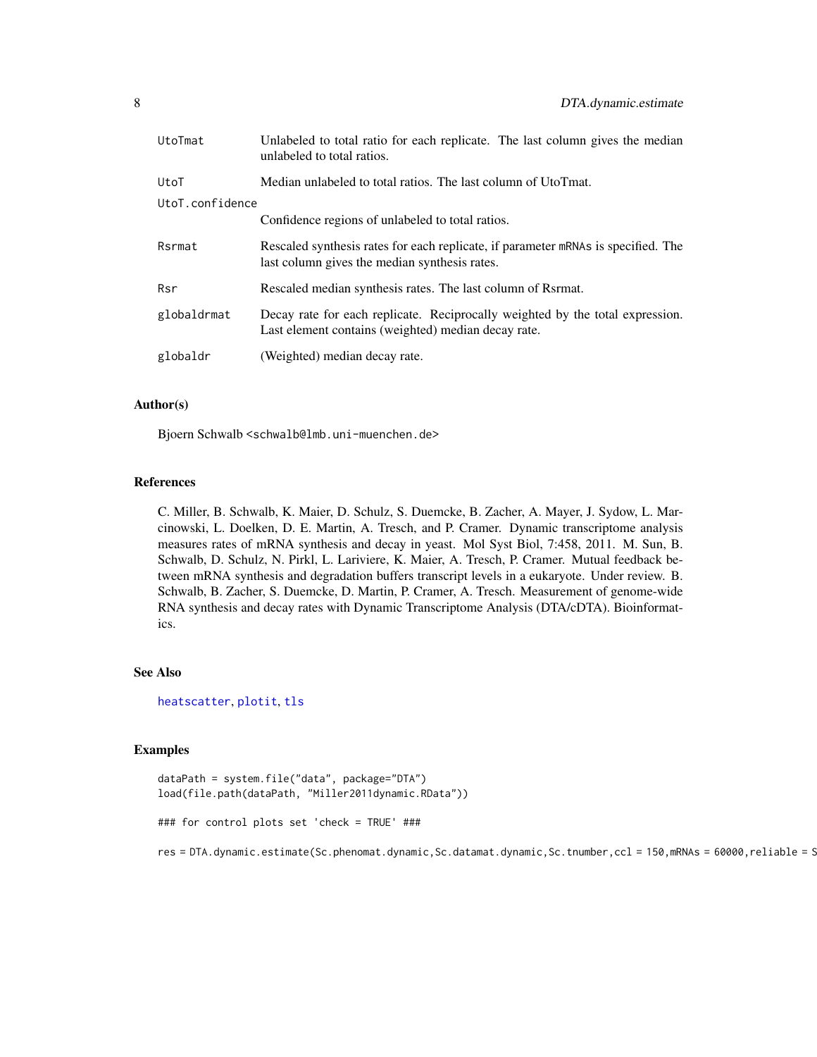UtoTmat
: Unlabeled to total ratio for each replicate. The last column gives the median unlabeled to total ratios.

UtoT
: Median unlabeled to total ratios. The last column of UtoTmat.

UtoT.confidence
: Confidence regions of unlabeled to total ratios.

Rsrmat
: Rescaled synthesis rates for each replicate, if parameter mRNAs is specified. The last column gives the median synthesis rates.

Rsr
: Rescaled median synthesis rates. The last column of Rsrmat.

globaldrmat
: Decay rate for each replicate. Reciprocally weighted by the total expression. Last element contains (weighted) median decay rate.

globaldr
: (Weighted) median decay rate.

## Author(s)

Bjoern Schwalb <schwalb@lmb.uni-muenchen.de>

## References

C. Miller, B. Schwalb, K. Maier, D. Schulz, S. Duemcke, B. Zacher, A. Mayer, J. Sydow, L. Marcinowski, L. Doelken, D. E. Martin, A. Tresch, and P. Cramer. Dynamic transcriptome analysis measures rates of mRNA synthesis and decay in yeast. Mol Syst Biol, 7:458, 2011. M. Sun, B. Schwalb, D. Schulz, N. Pirkl, L. Lariviere, K. Maier, A. Tresch, P. Cramer. Mutual feedback between mRNA synthesis and degradation buffers transcript levels in a eukaryote. Under review. B. Schwalb, B. Zacher, S. Duemcke, D. Martin, P. Cramer, A. Tresch. Measurement of genome-wide RNA synthesis and decay rates with Dynamic Transcriptome Analysis (DTA/cDTA). Bioinformatics.

## See Also

heatscatter, plotit, tls

## Examples

```
dataPath = system.file("data", package="DTA")
load(file.path(dataPath, "Miller2011dynamic.RData"))

### for control plots set 'check = TRUE' ###

res = DTA.dynamic.estimate(Sc.phenomat.dynamic,Sc.datamat.dynamic,Sc.tnumber,ccl = 150,mRNAs = 60000,reliable = S
```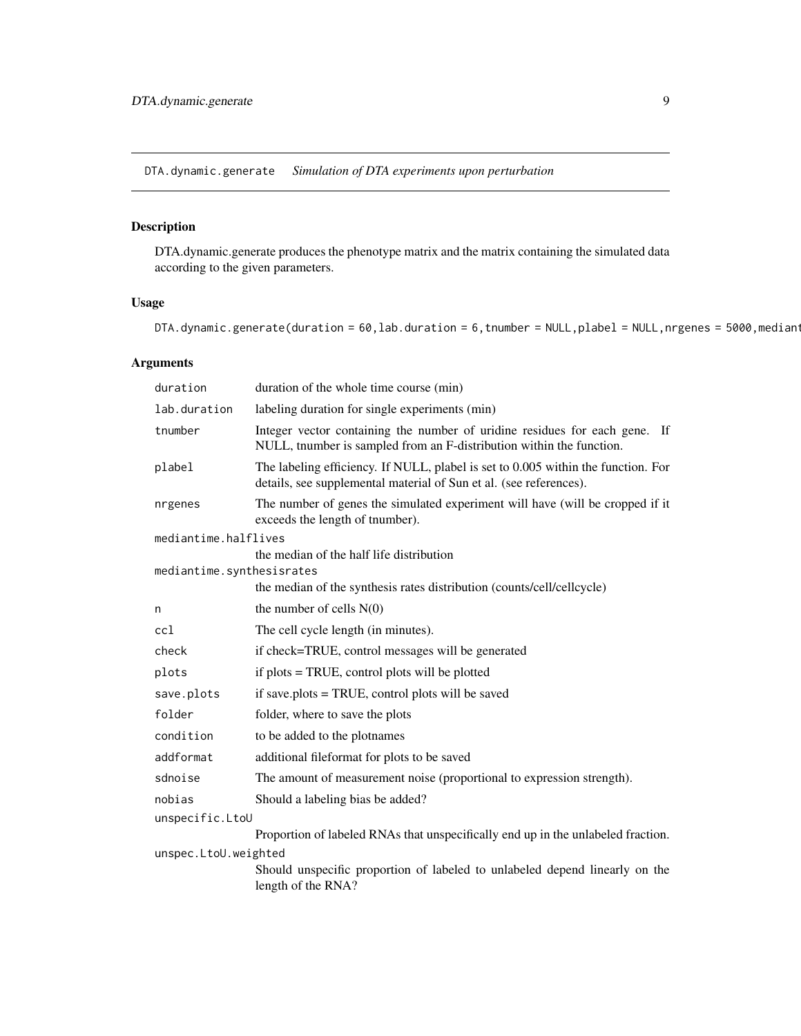DTA.dynamic.generate *Simulation of DTA experiments upon perturbation*

## Description

DTA.dynamic.generate produces the phenotype matrix and the matrix containing the simulated data according to the given parameters.

## Usage

```
DTA.dynamic.generate(duration = 60,lab.duration = 6,tnumber = NULL,plabel = NULL,nrgenes = 5000,mediant
```

## Arguments

| | |
|---|---|
| duration | duration of the whole time course (min) |
| lab.duration | labeling duration for single experiments (min) |
| tnumber | Integer vector containing the number of uridine residues for each gene. If NULL, tnumber is sampled from an F-distribution within the function. |
| plabel | The labeling efficiency. If NULL, plabel is set to 0.005 within the function. For details, see supplemental material of Sun et al. (see references). |
| nrgenes | The number of genes the simulated experiment will have (will be cropped if it exceeds the length of tnumber). |
| mediantime.halflives | the median of the half life distribution |
| mediantime.synthesisrates | the median of the synthesis rates distribution (counts/cell/cellcycle) |
| n | the number of cells N(0) |
| ccl | The cell cycle length (in minutes). |
| check | if check=TRUE, control messages will be generated |
| plots | if plots = TRUE, control plots will be plotted |
| save.plots | if save.plots = TRUE, control plots will be saved |
| folder | folder, where to save the plots |
| condition | to be added to the plotnames |
| addformat | additional fileformat for plots to be saved |
| sdnoise | The amount of measurement noise (proportional to expression strength). |
| nobias | Should a labeling bias be added? |
| unspecific.LtoU | Proportion of labeled RNAs that unspecifically end up in the unlabeled fraction. |
| unspec.LtoU.weighted | Should unspecific proportion of labeled to unlabeled depend linearly on the length of the RNA? |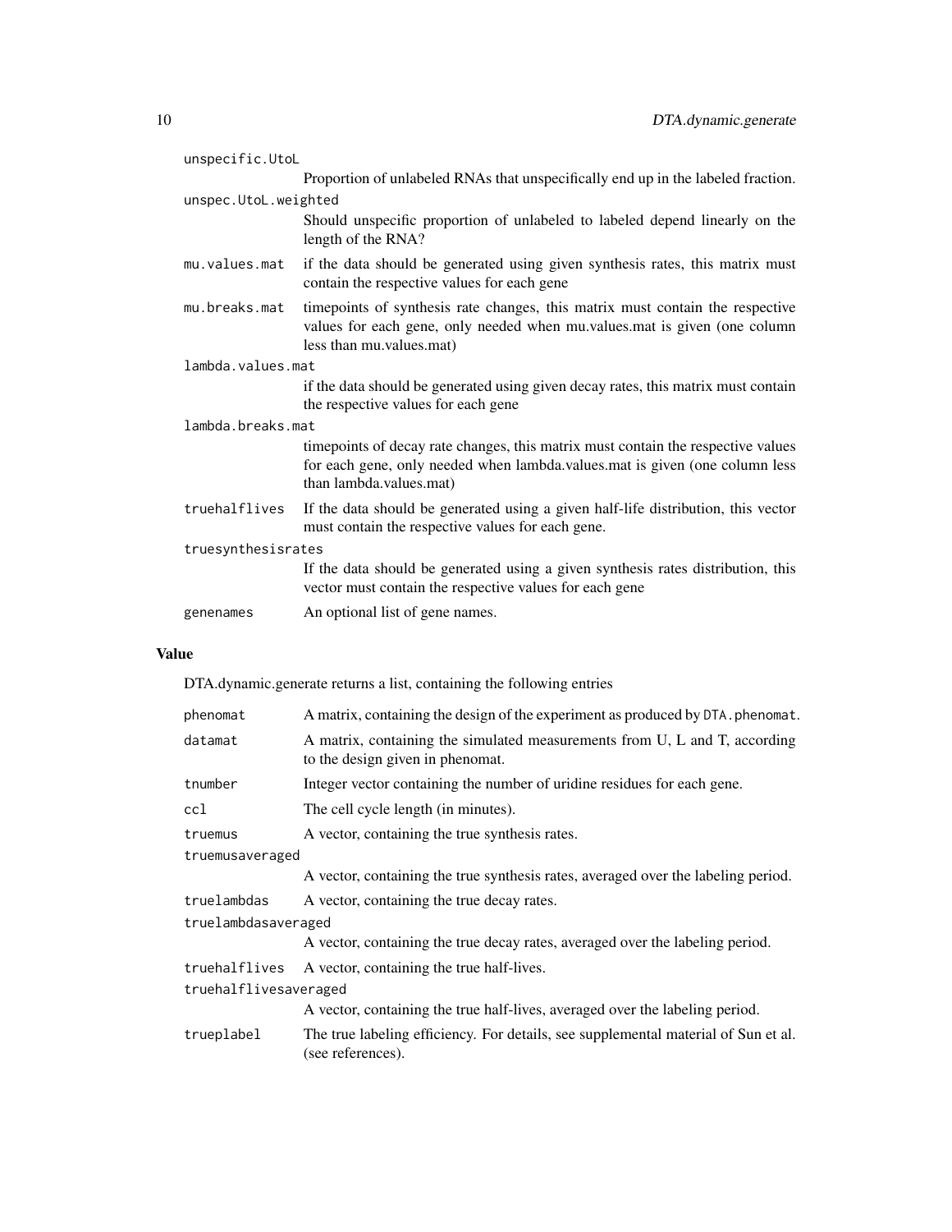unspecific.UtoL
: Proportion of unlabeled RNAs that unspecifically end up in the labeled fraction.

unspec.UtoL.weighted
: Should unspecific proportion of unlabeled to labeled depend linearly on the length of the RNA?

mu.values.mat
: if the data should be generated using given synthesis rates, this matrix must contain the respective values for each gene

mu.breaks.mat
: timepoints of synthesis rate changes, this matrix must contain the respective values for each gene, only needed when mu.values.mat is given (one column less than mu.values.mat)

lambda.values.mat
: if the data should be generated using given decay rates, this matrix must contain the respective values for each gene

lambda.breaks.mat
: timepoints of decay rate changes, this matrix must contain the respective values for each gene, only needed when lambda.values.mat is given (one column less than lambda.values.mat)

truehalflives
: If the data should be generated using a given half-life distribution, this vector must contain the respective values for each gene.

truesynthesisrates
: If the data should be generated using a given synthesis rates distribution, this vector must contain the respective values for each gene

genenames
: An optional list of gene names.

## Value

DTA.dynamic.generate returns a list, containing the following entries

phenomat
: A matrix, containing the design of the experiment as produced by `DTA.phenomat`.

datamat
: A matrix, containing the simulated measurements from U, L and T, according to the design given in phenomat.

tnumber
: Integer vector containing the number of uridine residues for each gene.

ccl
: The cell cycle length (in minutes).

truemus
: A vector, containing the true synthesis rates.

truemusaveraged
: A vector, containing the true synthesis rates, averaged over the labeling period.

truelambdas
: A vector, containing the true decay rates.

truelambdasaveraged
: A vector, containing the true decay rates, averaged over the labeling period.

truehalflives
: A vector, containing the true half-lives.

truehalflivesaveraged
: A vector, containing the true half-lives, averaged over the labeling period.

trueplabel
: The true labeling efficiency. For details, see supplemental material of Sun et al. (see references).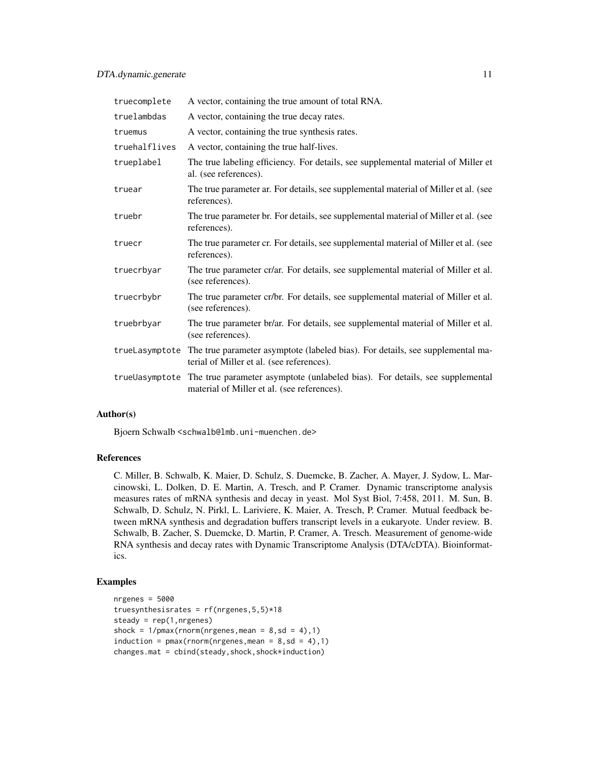| | |
|---|---|
| truecomplete | A vector, containing the true amount of total RNA. |
| truelambdas | A vector, containing the true decay rates. |
| truemus | A vector, containing the true synthesis rates. |
| truehalflives | A vector, containing the true half-lives. |
| trueplabel | The true labeling efficiency. For details, see supplemental material of Miller et al. (see references). |
| truear | The true parameter ar. For details, see supplemental material of Miller et al. (see references). |
| truebr | The true parameter br. For details, see supplemental material of Miller et al. (see references). |
| truecr | The true parameter cr. For details, see supplemental material of Miller et al. (see references). |
| truecrbyar | The true parameter cr/ar. For details, see supplemental material of Miller et al. (see references). |
| truecrbybr | The true parameter cr/br. For details, see supplemental material of Miller et al. (see references). |
| truebrbyar | The true parameter br/ar. For details, see supplemental material of Miller et al. (see references). |
| trueLasymptote | The true parameter asymptote (labeled bias). For details, see supplemental material of Miller et al. (see references). |
| trueUasymptote | The true parameter asymptote (unlabeled bias). For details, see supplemental material of Miller et al. (see references). |

### Author(s)

Bjoern Schwalb <schwalb@lmb.uni-muenchen.de>

### References

C. Miller, B. Schwalb, K. Maier, D. Schulz, S. Duemcke, B. Zacher, A. Mayer, J. Sydow, L. Marcinowski, L. Dolken, D. E. Martin, A. Tresch, and P. Cramer. Dynamic transcriptome analysis measures rates of mRNA synthesis and decay in yeast. Mol Syst Biol, 7:458, 2011. M. Sun, B. Schwalb, D. Schulz, N. Pirkl, L. Lariviere, K. Maier, A. Tresch, P. Cramer. Mutual feedback between mRNA synthesis and degradation buffers transcript levels in a eukaryote. Under review. B. Schwalb, B. Zacher, S. Duemcke, D. Martin, P. Cramer, A. Tresch. Measurement of genome-wide RNA synthesis and decay rates with Dynamic Transcriptome Analysis (DTA/cDTA). Bioinformatics.

### Examples

```
nrgenes = 5000
truesynthesisrates = rf(nrgenes,5,5)*18
steady = rep(1,nrgenes)
shock = 1/pmax(rnorm(nrgenes,mean = 8,sd = 4),1)
induction = pmax(rnorm(nrgenes,mean = 8,sd = 4),1)
changes.mat = cbind(steady,shock,shock*induction)
```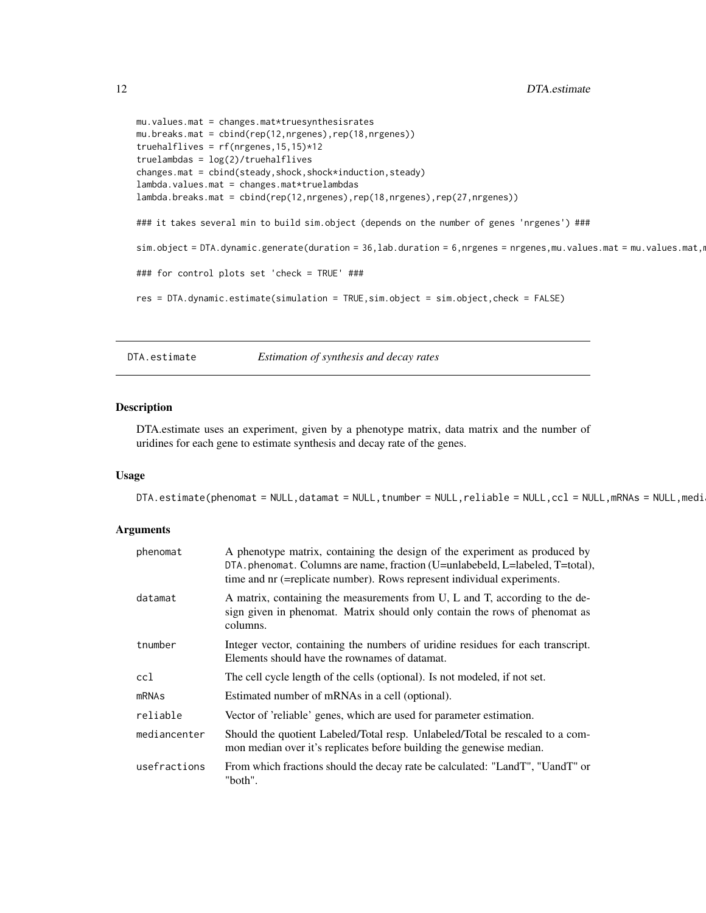```
mu.values.mat = changes.mat*truesynthesisrates
mu.breaks.mat = cbind(rep(12,nrgenes),rep(18,nrgenes))
truehalflives = rf(nrgenes,15,15)*12
truelambdas = log(2)/truehalflives
changes.mat = cbind(steady,shock,shock*induction,steady)
lambda.values.mat = changes.mat*truelambdas
lambda.breaks.mat = cbind(rep(12,nrgenes),rep(18,nrgenes),rep(27,nrgenes))

### it takes several min to build sim.object (depends on the number of genes 'nrgenes') ###

sim.object = DTA.dynamic.generate(duration = 36,lab.duration = 6,nrgenes = nrgenes,mu.values.mat = mu.values.mat,m

### for control plots set 'check = TRUE' ###

res = DTA.dynamic.estimate(simulation = TRUE,sim.object = sim.object,check = FALSE)
```

---

## DTA.estimate — *Estimation of synthesis and decay rates*

### Description

DTA.estimate uses an experiment, given by a phenotype matrix, data matrix and the number of uridines for each gene to estimate synthesis and decay rate of the genes.

### Usage

```
DTA.estimate(phenomat = NULL,datamat = NULL,tnumber = NULL,reliable = NULL,ccl = NULL,mRNAs = NULL,medi
```

### Arguments

| | |
|---|---|
| phenomat | A phenotype matrix, containing the design of the experiment as produced by DTA.phenomat. Columns are name, fraction (U=unlabebeld, L=labeled, T=total), time and nr (=replicate number). Rows represent individual experiments. |
| datamat | A matrix, containing the measurements from U, L and T, according to the design given in phenomat. Matrix should only contain the rows of phenomat as columns. |
| tnumber | Integer vector, containing the numbers of uridine residues for each transcript. Elements should have the rownames of datamat. |
| ccl | The cell cycle length of the cells (optional). Is not modeled, if not set. |
| mRNAs | Estimated number of mRNAs in a cell (optional). |
| reliable | Vector of 'reliable' genes, which are used for parameter estimation. |
| mediancenter | Should the quotient Labeled/Total resp. Unlabeled/Total be rescaled to a common median over it's replicates before building the genewise median. |
| usefractions | From which fractions should the decay rate be calculated: "LandT", "UandT" or "both". |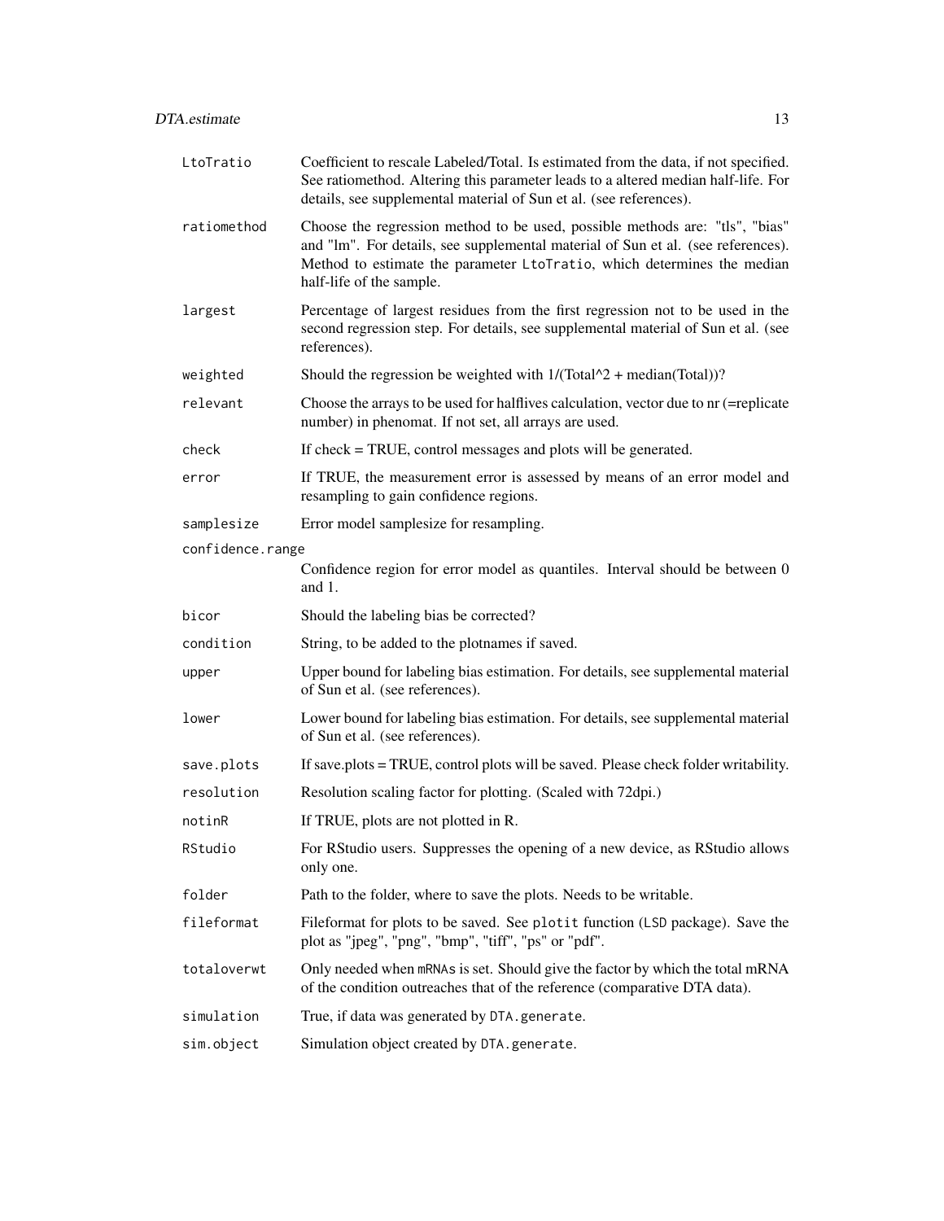| | |
|---|---|
| `LtoTratio` | Coefficient to rescale Labeled/Total. Is estimated from the data, if not specified. See ratiomethod. Altering this parameter leads to a altered median half-life. For details, see supplemental material of Sun et al. (see references). |
| `ratiomethod` | Choose the regression method to be used, possible methods are: "tls", "bias" and "lm". For details, see supplemental material of Sun et al. (see references). Method to estimate the parameter `LtoTratio`, which determines the median half-life of the sample. |
| `largest` | Percentage of largest residues from the first regression not to be used in the second regression step. For details, see supplemental material of Sun et al. (see references). |
| `weighted` | Should the regression be weighted with 1/(Total^2 + median(Total))? |
| `relevant` | Choose the arrays to be used for halflives calculation, vector due to nr (=replicate number) in phenomat. If not set, all arrays are used. |
| `check` | If check = TRUE, control messages and plots will be generated. |
| `error` | If TRUE, the measurement error is assessed by means of an error model and resampling to gain confidence regions. |
| `samplesize` | Error model samplesize for resampling. |
| `confidence.range` | Confidence region for error model as quantiles. Interval should be between 0 and 1. |
| `bicor` | Should the labeling bias be corrected? |
| `condition` | String, to be added to the plotnames if saved. |
| `upper` | Upper bound for labeling bias estimation. For details, see supplemental material of Sun et al. (see references). |
| `lower` | Lower bound for labeling bias estimation. For details, see supplemental material of Sun et al. (see references). |
| `save.plots` | If save.plots = TRUE, control plots will be saved. Please check folder writability. |
| `resolution` | Resolution scaling factor for plotting. (Scaled with 72dpi.) |
| `notinR` | If TRUE, plots are not plotted in R. |
| `RStudio` | For RStudio users. Suppresses the opening of a new device, as RStudio allows only one. |
| `folder` | Path to the folder, where to save the plots. Needs to be writable. |
| `fileformat` | Fileformat for plots to be saved. See `plotit` function (`LSD` package). Save the plot as "jpeg", "png", "bmp", "tiff", "ps" or "pdf". |
| `totaloverwt` | Only needed when `mRNAs` is set. Should give the factor by which the total mRNA of the condition outreaches that of the reference (comparative DTA data). |
| `simulation` | True, if data was generated by `DTA.generate`. |
| `sim.object` | Simulation object created by `DTA.generate`. |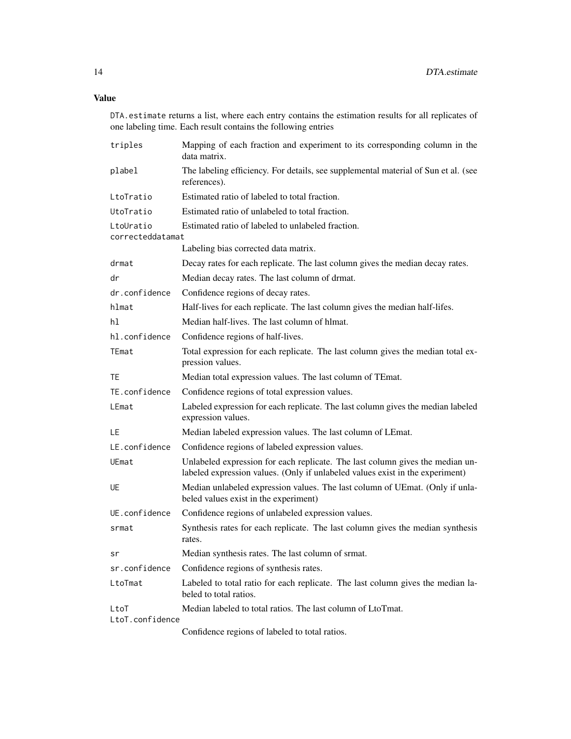## Value

`DTA.estimate` returns a list, where each entry contains the estimation results for all replicates of one labeling time. Each result contains the following entries

| | |
|---|---|
| `triples` | Mapping of each fraction and experiment to its corresponding column in the data matrix. |
| `plabel` | The labeling efficiency. For details, see supplemental material of Sun et al. (see references). |
| `LtoTratio` | Estimated ratio of labeled to total fraction. |
| `UtoTratio` | Estimated ratio of unlabeled to total fraction. |
| `LtoUratio` | Estimated ratio of labeled to unlabeled fraction. |
| `correcteddatamat` | Labeling bias corrected data matrix. |
| `drmat` | Decay rates for each replicate. The last column gives the median decay rates. |
| `dr` | Median decay rates. The last column of drmat. |
| `dr.confidence` | Confidence regions of decay rates. |
| `hlmat` | Half-lives for each replicate. The last column gives the median half-lifes. |
| `hl` | Median half-lives. The last column of hlmat. |
| `hl.confidence` | Confidence regions of half-lives. |
| `TEmat` | Total expression for each replicate. The last column gives the median total expression values. |
| `TE` | Median total expression values. The last column of TEmat. |
| `TE.confidence` | Confidence regions of total expression values. |
| `LEmat` | Labeled expression for each replicate. The last column gives the median labeled expression values. |
| `LE` | Median labeled expression values. The last column of LEmat. |
| `LE.confidence` | Confidence regions of labeled expression values. |
| `UEmat` | Unlabeled expression for each replicate. The last column gives the median unlabeled expression values. (Only if unlabeled values exist in the experiment) |
| `UE` | Median unlabeled expression values. The last column of UEmat. (Only if unlabeled values exist in the experiment) |
| `UE.confidence` | Confidence regions of unlabeled expression values. |
| `srmat` | Synthesis rates for each replicate. The last column gives the median synthesis rates. |
| `sr` | Median synthesis rates. The last column of srmat. |
| `sr.confidence` | Confidence regions of synthesis rates. |
| `LtoTmat` | Labeled to total ratio for each replicate. The last column gives the median labeled to total ratios. |
| `LtoT` | Median labeled to total ratios. The last column of LtoTmat. |
| `LtoT.confidence` | Confidence regions of labeled to total ratios. |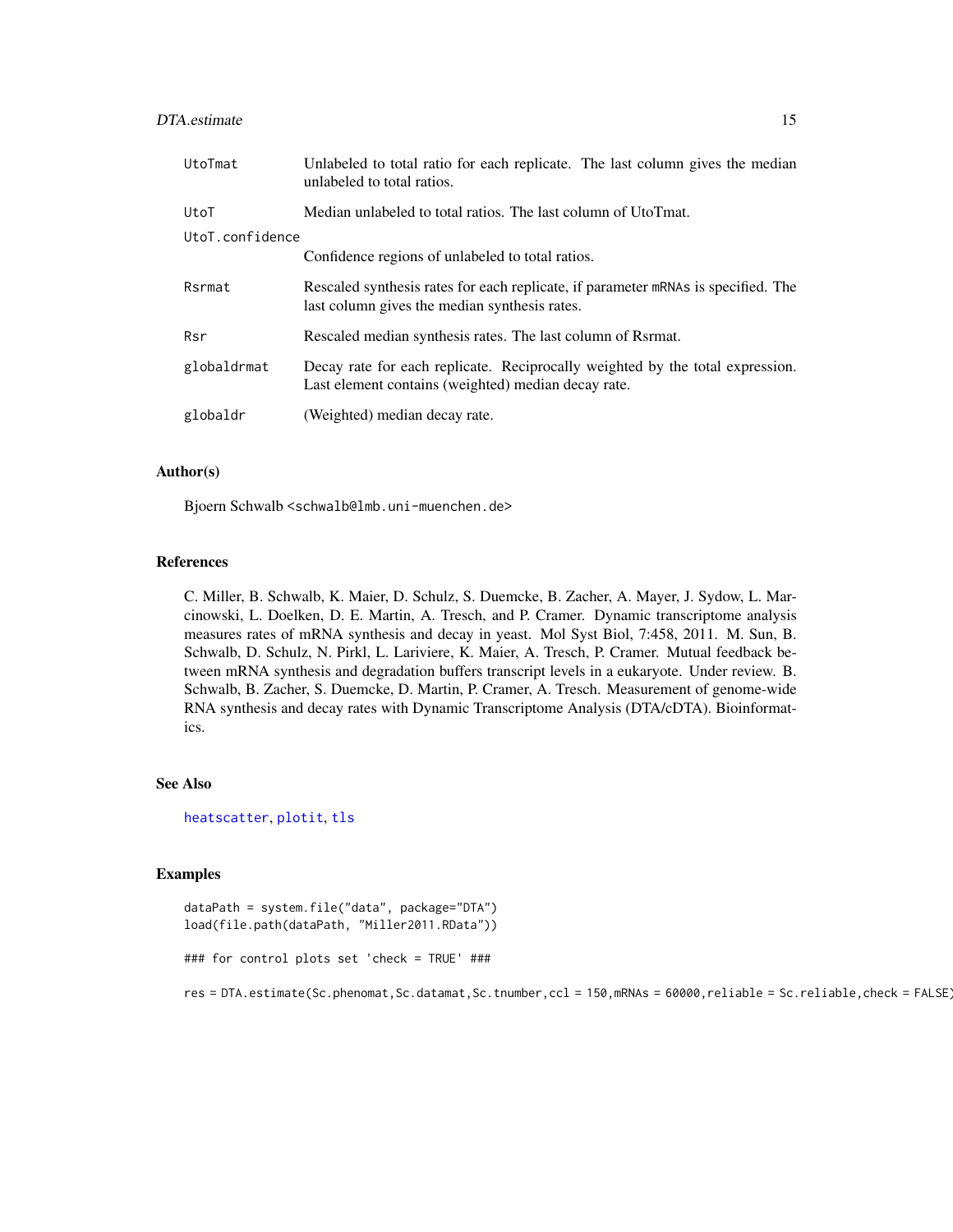| | |
|---|---|
| UtoTmat | Unlabeled to total ratio for each replicate. The last column gives the median unlabeled to total ratios. |
| UtoT | Median unlabeled to total ratios. The last column of UtoTmat. |
| UtoT.confidence | Confidence regions of unlabeled to total ratios. |
| Rsrmat | Rescaled synthesis rates for each replicate, if parameter mRNAs is specified. The last column gives the median synthesis rates. |
| Rsr | Rescaled median synthesis rates. The last column of Rsrmat. |
| globaldrmat | Decay rate for each replicate. Reciprocally weighted by the total expression. Last element contains (weighted) median decay rate. |
| globaldr | (Weighted) median decay rate. |

## Author(s)

Bjoern Schwalb <schwalb@lmb.uni-muenchen.de>

## References

C. Miller, B. Schwalb, K. Maier, D. Schulz, S. Duemcke, B. Zacher, A. Mayer, J. Sydow, L. Marcinowski, L. Doelken, D. E. Martin, A. Tresch, and P. Cramer. Dynamic transcriptome analysis measures rates of mRNA synthesis and decay in yeast. Mol Syst Biol, 7:458, 2011. M. Sun, B. Schwalb, D. Schulz, N. Pirkl, L. Lariviere, K. Maier, A. Tresch, P. Cramer. Mutual feedback between mRNA synthesis and degradation buffers transcript levels in a eukaryote. Under review. B. Schwalb, B. Zacher, S. Duemcke, D. Martin, P. Cramer, A. Tresch. Measurement of genome-wide RNA synthesis and decay rates with Dynamic Transcriptome Analysis (DTA/cDTA). Bioinformatics.

## See Also

heatscatter, plotit, tls

## Examples

```
dataPath = system.file("data", package="DTA")
load(file.path(dataPath, "Miller2011.RData"))

### for control plots set 'check = TRUE' ###

res = DTA.estimate(Sc.phenomat,Sc.datamat,Sc.tnumber,ccl = 150,mRNAs = 60000,reliable = Sc.reliable,check = FALSE)
```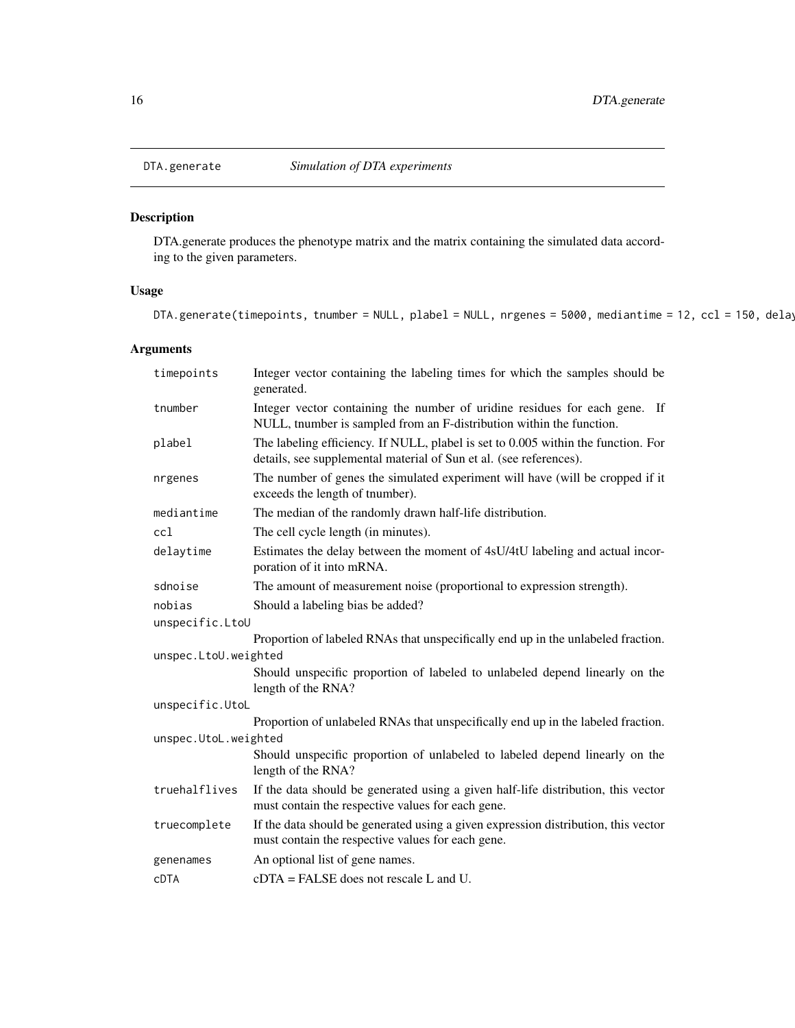## DTA.generate *Simulation of DTA experiments*

### Description

DTA.generate produces the phenotype matrix and the matrix containing the simulated data according to the given parameters.

### Usage

```
DTA.generate(timepoints, tnumber = NULL, plabel = NULL, nrgenes = 5000, mediantime = 12, ccl = 150, delay
```

### Arguments

| Argument | Description |
|---|---|
| timepoints | Integer vector containing the labeling times for which the samples should be generated. |
| tnumber | Integer vector containing the number of uridine residues for each gene. If NULL, tnumber is sampled from an F-distribution within the function. |
| plabel | The labeling efficiency. If NULL, plabel is set to 0.005 within the function. For details, see supplemental material of Sun et al. (see references). |
| nrgenes | The number of genes the simulated experiment will have (will be cropped if it exceeds the length of tnumber). |
| mediantime | The median of the randomly drawn half-life distribution. |
| ccl | The cell cycle length (in minutes). |
| delaytime | Estimates the delay between the moment of 4sU/4tU labeling and actual incorporation of it into mRNA. |
| sdnoise | The amount of measurement noise (proportional to expression strength). |
| nobias | Should a labeling bias be added? |
| unspecific.LtoU | Proportion of labeled RNAs that unspecifically end up in the unlabeled fraction. |
| unspec.LtoU.weighted | Should unspecific proportion of labeled to unlabeled depend linearly on the length of the RNA? |
| unspecific.UtoL | Proportion of unlabeled RNAs that unspecifically end up in the labeled fraction. |
| unspec.UtoL.weighted | Should unspecific proportion of unlabeled to labeled depend linearly on the length of the RNA? |
| truehalflives | If the data should be generated using a given half-life distribution, this vector must contain the respective values for each gene. |
| truecomplete | If the data should be generated using a given expression distribution, this vector must contain the respective values for each gene. |
| genenames | An optional list of gene names. |
| cDTA | cDTA = FALSE does not rescale L and U. |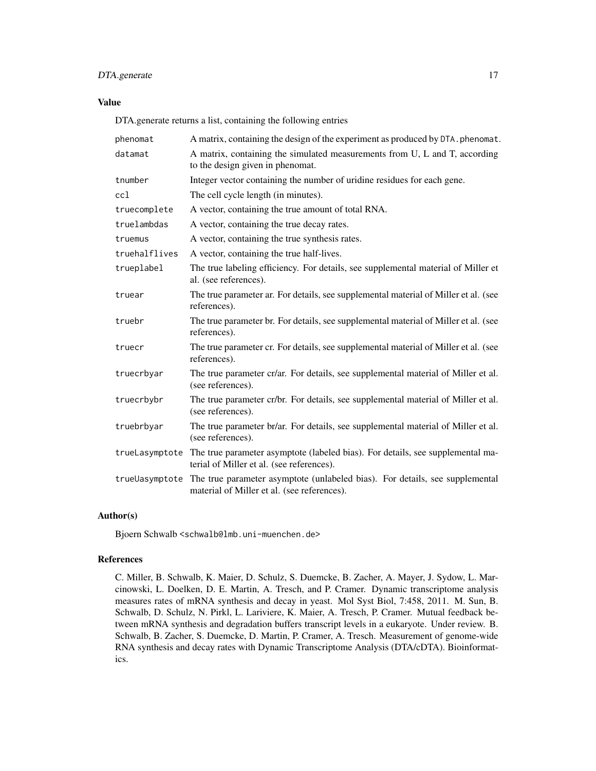### Value

DTA.generate returns a list, containing the following entries

| | |
|---|---|
| phenomat | A matrix, containing the design of the experiment as produced by `DTA.phenomat`. |
| datamat | A matrix, containing the simulated measurements from U, L and T, according to the design given in phenomat. |
| tnumber | Integer vector containing the number of uridine residues for each gene. |
| ccl | The cell cycle length (in minutes). |
| truecomplete | A vector, containing the true amount of total RNA. |
| truelambdas | A vector, containing the true decay rates. |
| truemus | A vector, containing the true synthesis rates. |
| truehalflives | A vector, containing the true half-lives. |
| trueplabel | The true labeling efficiency. For details, see supplemental material of Miller et al. (see references). |
| truear | The true parameter ar. For details, see supplemental material of Miller et al. (see references). |
| truebr | The true parameter br. For details, see supplemental material of Miller et al. (see references). |
| truecr | The true parameter cr. For details, see supplemental material of Miller et al. (see references). |
| truecrbyar | The true parameter cr/ar. For details, see supplemental material of Miller et al. (see references). |
| truecrbybr | The true parameter cr/br. For details, see supplemental material of Miller et al. (see references). |
| truebrbyar | The true parameter br/ar. For details, see supplemental material of Miller et al. (see references). |
| trueLasymptote | The true parameter asymptote (labeled bias). For details, see supplemental material of Miller et al. (see references). |
| trueUasymptote | The true parameter asymptote (unlabeled bias). For details, see supplemental material of Miller et al. (see references). |

### Author(s)

Bjoern Schwalb <schwalb@lmb.uni-muenchen.de>

### References

C. Miller, B. Schwalb, K. Maier, D. Schulz, S. Duemcke, B. Zacher, A. Mayer, J. Sydow, L. Marcinowski, L. Doelken, D. E. Martin, A. Tresch, and P. Cramer. Dynamic transcriptome analysis measures rates of mRNA synthesis and decay in yeast. Mol Syst Biol, 7:458, 2011. M. Sun, B. Schwalb, D. Schulz, N. Pirkl, L. Lariviere, K. Maier, A. Tresch, P. Cramer. Mutual feedback between mRNA synthesis and degradation buffers transcript levels in a eukaryote. Under review. B. Schwalb, B. Zacher, S. Duemcke, D. Martin, P. Cramer, A. Tresch. Measurement of genome-wide RNA synthesis and decay rates with Dynamic Transcriptome Analysis (DTA/cDTA). Bioinformatics.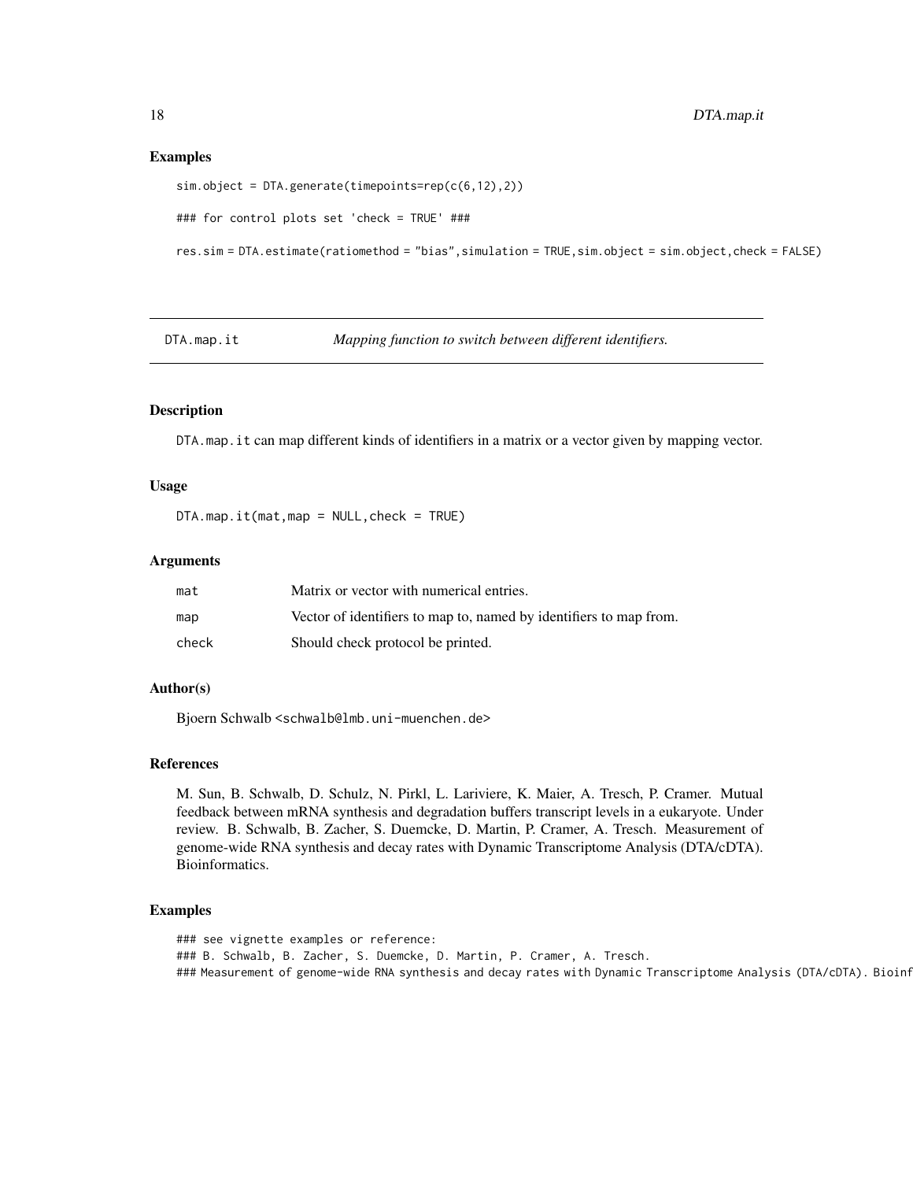## Examples

```
sim.object = DTA.generate(timepoints=rep(c(6,12),2))

### for control plots set 'check = TRUE' ###

res.sim = DTA.estimate(ratiomethod = "bias",simulation = TRUE,sim.object = sim.object,check = FALSE)
```

---

# DTA.map.it — *Mapping function to switch between different identifiers.*

---

## Description

DTA.map.it can map different kinds of identifiers in a matrix or a vector given by mapping vector.

## Usage

```
DTA.map.it(mat,map = NULL,check = TRUE)
```

## Arguments

| | |
|---|---|
| mat | Matrix or vector with numerical entries. |
| map | Vector of identifiers to map to, named by identifiers to map from. |
| check | Should check protocol be printed. |

## Author(s)

Bjoern Schwalb <schwalb@lmb.uni-muenchen.de>

## References

M. Sun, B. Schwalb, D. Schulz, N. Pirkl, L. Lariviere, K. Maier, A. Tresch, P. Cramer. Mutual feedback between mRNA synthesis and degradation buffers transcript levels in a eukaryote. Under review. B. Schwalb, B. Zacher, S. Duemcke, D. Martin, P. Cramer, A. Tresch. Measurement of genome-wide RNA synthesis and decay rates with Dynamic Transcriptome Analysis (DTA/cDTA). Bioinformatics.

## Examples

```
### see vignette examples or reference:
### B. Schwalb, B. Zacher, S. Duemcke, D. Martin, P. Cramer, A. Tresch.
### Measurement of genome-wide RNA synthesis and decay rates with Dynamic Transcriptome Analysis (DTA/cDTA). Bioinf
```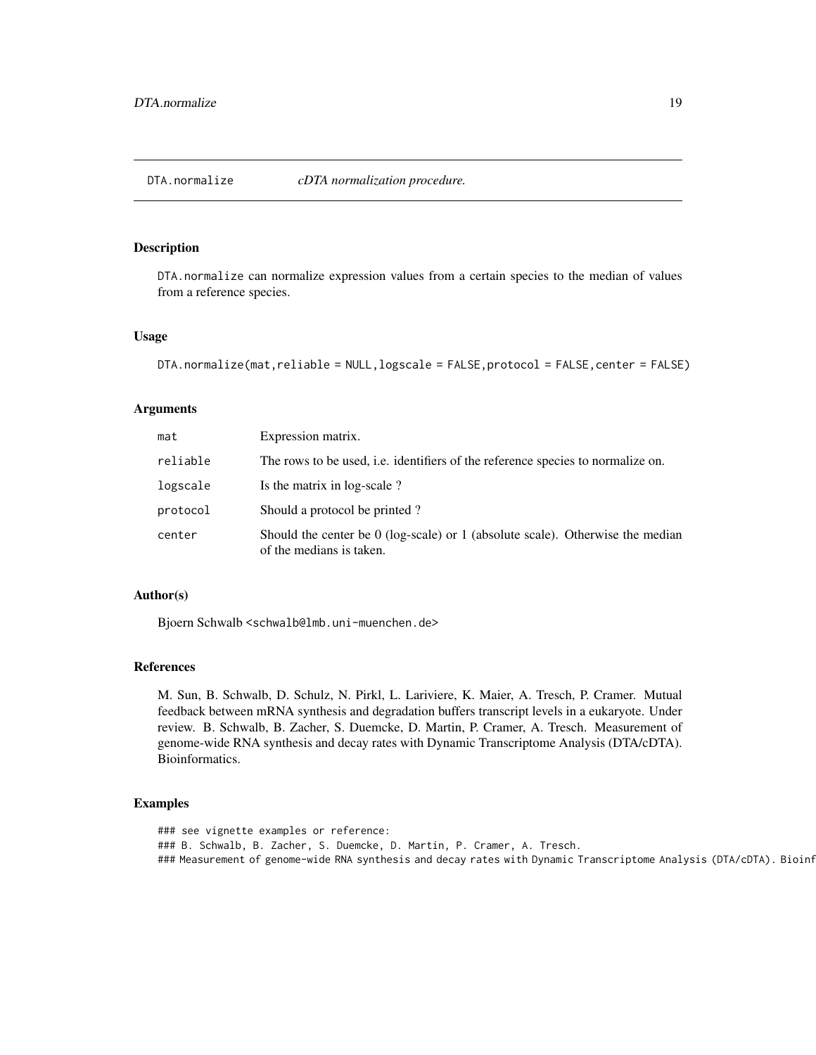# DTA.normalize — *cDTA normalization procedure.*

## Description

`DTA.normalize` can normalize expression values from a certain species to the median of values from a reference species.

## Usage

```
DTA.normalize(mat,reliable = NULL,logscale = FALSE,protocol = FALSE,center = FALSE)
```

## Arguments

| | |
|---|---|
| `mat` | Expression matrix. |
| `reliable` | The rows to be used, i.e. identifiers of the reference species to normalize on. |
| `logscale` | Is the matrix in log-scale ? |
| `protocol` | Should a protocol be printed ? |
| `center` | Should the center be 0 (log-scale) or 1 (absolute scale). Otherwise the median of the medians is taken. |

## Author(s)

Bjoern Schwalb <schwalb@lmb.uni-muenchen.de>

## References

M. Sun, B. Schwalb, D. Schulz, N. Pirkl, L. Lariviere, K. Maier, A. Tresch, P. Cramer. Mutual feedback between mRNA synthesis and degradation buffers transcript levels in a eukaryote. Under review. B. Schwalb, B. Zacher, S. Duemcke, D. Martin, P. Cramer, A. Tresch. Measurement of genome-wide RNA synthesis and decay rates with Dynamic Transcriptome Analysis (DTA/cDTA). Bioinformatics.

## Examples

```
### see vignette examples or reference:
### B. Schwalb, B. Zacher, S. Duemcke, D. Martin, P. Cramer, A. Tresch.
### Measurement of genome-wide RNA synthesis and decay rates with Dynamic Transcriptome Analysis (DTA/cDTA). Bioinf
```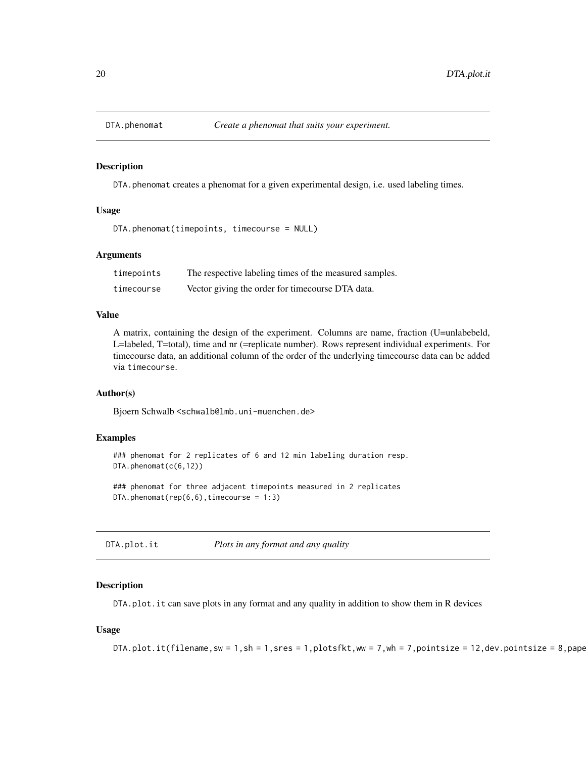## DTA.phenomat — *Create a phenomat that suits your experiment.*

### Description

DTA.phenomat creates a phenomat for a given experimental design, i.e. used labeling times.

### Usage

```
DTA.phenomat(timepoints, timecourse = NULL)
```

### Arguments

| | |
|---|---|
| timepoints | The respective labeling times of the measured samples. |
| timecourse | Vector giving the order for timecourse DTA data. |

### Value

A matrix, containing the design of the experiment. Columns are name, fraction (U=unlabebeld, L=labeled, T=total), time and nr (=replicate number). Rows represent individual experiments. For timecourse data, an additional column of the order of the underlying timecourse data can be added via timecourse.

### Author(s)

Bjoern Schwalb <schwalb@lmb.uni-muenchen.de>

### Examples

```
### phenomat for 2 replicates of 6 and 12 min labeling duration resp.
DTA.phenomat(c(6,12))

### phenomat for three adjacent timepoints measured in 2 replicates
DTA.phenomat(rep(6,6),timecourse = 1:3)
```

## DTA.plot.it — *Plots in any format and any quality*

### Description

DTA.plot.it can save plots in any format and any quality in addition to show them in R devices

### Usage

```
DTA.plot.it(filename,sw = 1,sh = 1,sres = 1,plotsfkt,ww = 7,wh = 7,pointsize = 12,dev.pointsize = 8,pape
```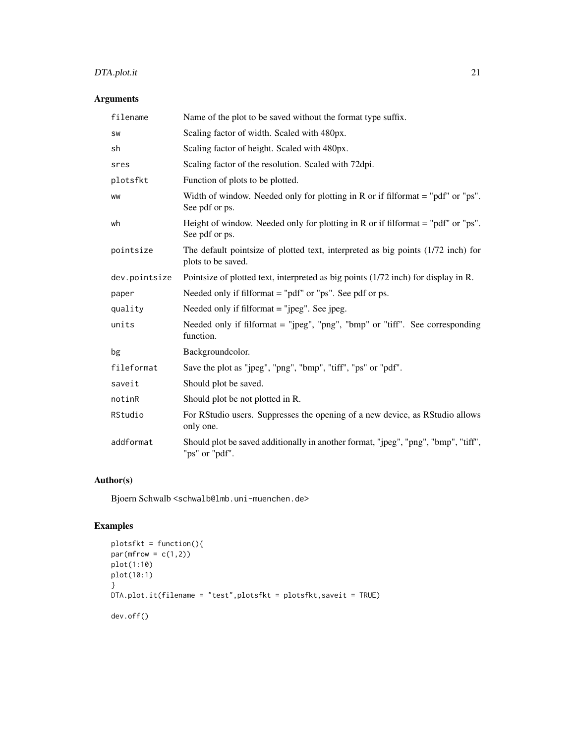## Arguments

| | |
|---|---|
| filename | Name of the plot to be saved without the format type suffix. |
| sw | Scaling factor of width. Scaled with 480px. |
| sh | Scaling factor of height. Scaled with 480px. |
| sres | Scaling factor of the resolution. Scaled with 72dpi. |
| plotsfkt | Function of plots to be plotted. |
| ww | Width of window. Needed only for plotting in R or if filformat = "pdf" or "ps". See pdf or ps. |
| wh | Height of window. Needed only for plotting in R or if filformat = "pdf" or "ps". See pdf or ps. |
| pointsize | The default pointsize of plotted text, interpreted as big points (1/72 inch) for plots to be saved. |
| dev.pointsize | Pointsize of plotted text, interpreted as big points (1/72 inch) for display in R. |
| paper | Needed only if filformat = "pdf" or "ps". See pdf or ps. |
| quality | Needed only if filformat = "jpeg". See jpeg. |
| units | Needed only if filformat = "jpeg", "png", "bmp" or "tiff". See corresponding function. |
| bg | Backgroundcolor. |
| fileformat | Save the plot as "jpeg", "png", "bmp", "tiff", "ps" or "pdf". |
| saveit | Should plot be saved. |
| notinR | Should plot be not plotted in R. |
| RStudio | For RStudio users. Suppresses the opening of a new device, as RStudio allows only one. |
| addformat | Should plot be saved additionally in another format, "jpeg", "png", "bmp", "tiff", "ps" or "pdf". |

## Author(s)

Bjoern Schwalb <schwalb@lmb.uni-muenchen.de>

## Examples

```
plotsfkt = function(){
par(mfrow = c(1,2))
plot(1:10)
plot(10:1)
}
DTA.plot.it(filename = "test",plotsfkt = plotsfkt,saveit = TRUE)

dev.off()
```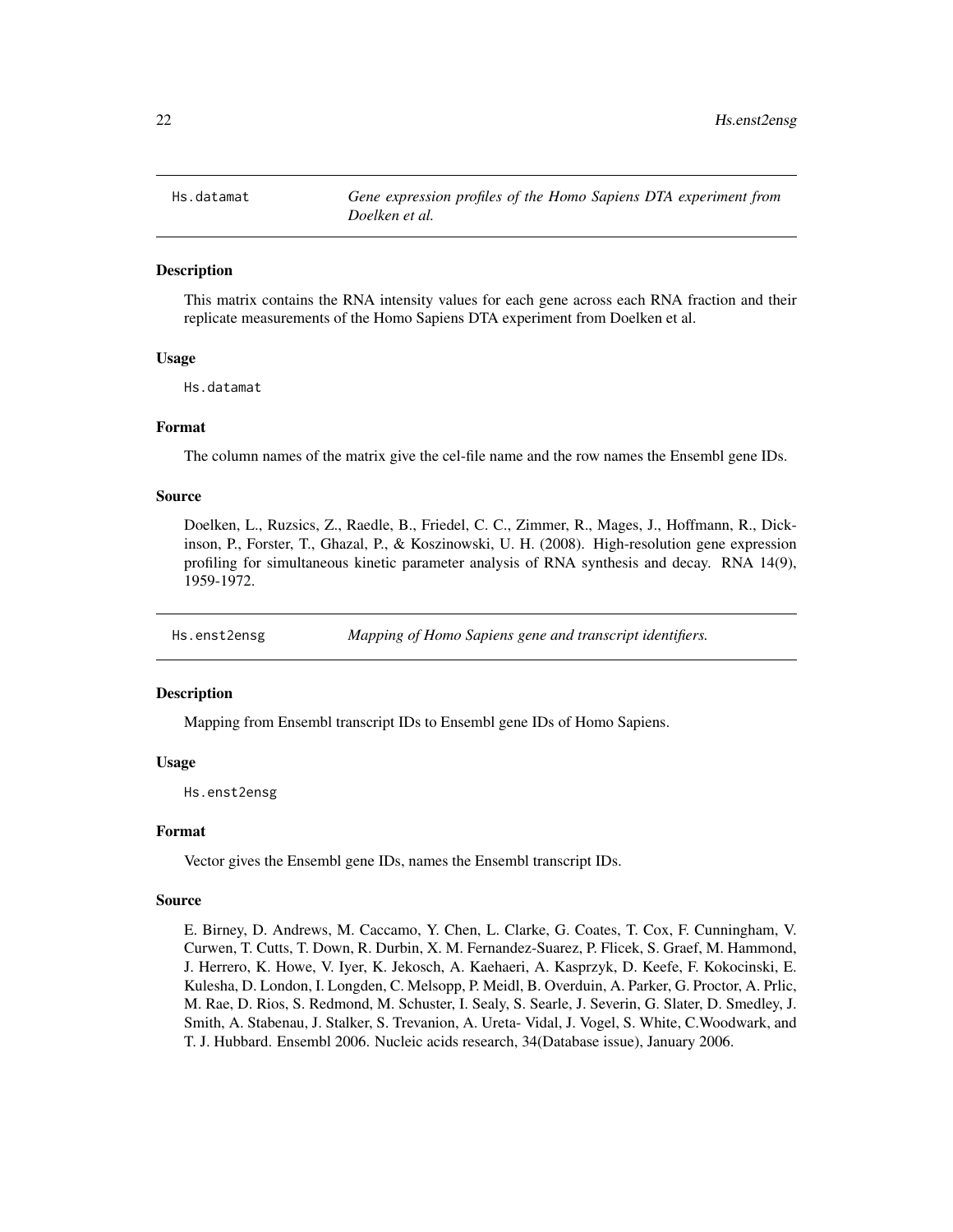## Hs.datamat — *Gene expression profiles of the Homo Sapiens DTA experiment from Doelken et al.*

### Description

This matrix contains the RNA intensity values for each gene across each RNA fraction and their replicate measurements of the Homo Sapiens DTA experiment from Doelken et al.

### Usage

```
Hs.datamat
```

### Format

The column names of the matrix give the cel-file name and the row names the Ensembl gene IDs.

### Source

Doelken, L., Ruzsics, Z., Raedle, B., Friedel, C. C., Zimmer, R., Mages, J., Hoffmann, R., Dickinson, P., Forster, T., Ghazal, P., & Koszinowski, U. H. (2008). High-resolution gene expression profiling for simultaneous kinetic parameter analysis of RNA synthesis and decay. RNA 14(9), 1959-1972.

## Hs.enst2ensg — *Mapping of Homo Sapiens gene and transcript identifiers.*

### Description

Mapping from Ensembl transcript IDs to Ensembl gene IDs of Homo Sapiens.

### Usage

```
Hs.enst2ensg
```

### Format

Vector gives the Ensembl gene IDs, names the Ensembl transcript IDs.

### Source

E. Birney, D. Andrews, M. Caccamo, Y. Chen, L. Clarke, G. Coates, T. Cox, F. Cunningham, V. Curwen, T. Cutts, T. Down, R. Durbin, X. M. Fernandez-Suarez, P. Flicek, S. Graef, M. Hammond, J. Herrero, K. Howe, V. Iyer, K. Jekosch, A. Kaehaeri, A. Kasprzyk, D. Keefe, F. Kokocinski, E. Kulesha, D. London, I. Longden, C. Melsopp, P. Meidl, B. Overduin, A. Parker, G. Proctor, A. Prlic, M. Rae, D. Rios, S. Redmond, M. Schuster, I. Sealy, S. Searle, J. Severin, G. Slater, D. Smedley, J. Smith, A. Stabenau, J. Stalker, S. Trevanion, A. Ureta- Vidal, J. Vogel, S. White, C.Woodwark, and T. J. Hubbard. Ensembl 2006. Nucleic acids research, 34(Database issue), January 2006.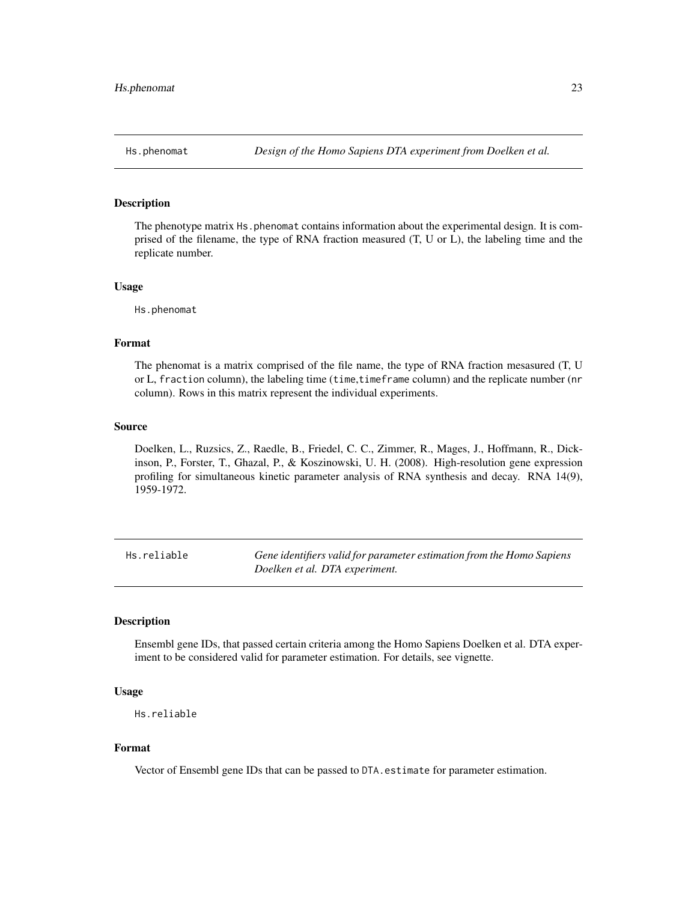## Hs.phenomat — *Design of the Homo Sapiens DTA experiment from Doelken et al.*

### Description

The phenotype matrix `Hs.phenomat` contains information about the experimental design. It is comprised of the filename, the type of RNA fraction measured (T, U or L), the labeling time and the replicate number.

### Usage

```
Hs.phenomat
```

### Format

The phenomat is a matrix comprised of the file name, the type of RNA fraction mesasured (T, U or L, `fraction` column), the labeling time (`time`,`timeframe` column) and the replicate number (`nr` column). Rows in this matrix represent the individual experiments.

### Source

Doelken, L., Ruzsics, Z., Raedle, B., Friedel, C. C., Zimmer, R., Mages, J., Hoffmann, R., Dickinson, P., Forster, T., Ghazal, P., & Koszinowski, U. H. (2008). High-resolution gene expression profiling for simultaneous kinetic parameter analysis of RNA synthesis and decay. RNA 14(9), 1959-1972.

## Hs.reliable — *Gene identifiers valid for parameter estimation from the Homo Sapiens Doelken et al. DTA experiment.*

### Description

Ensembl gene IDs, that passed certain criteria among the Homo Sapiens Doelken et al. DTA experiment to be considered valid for parameter estimation. For details, see vignette.

### Usage

```
Hs.reliable
```

### Format

Vector of Ensembl gene IDs that can be passed to `DTA.estimate` for parameter estimation.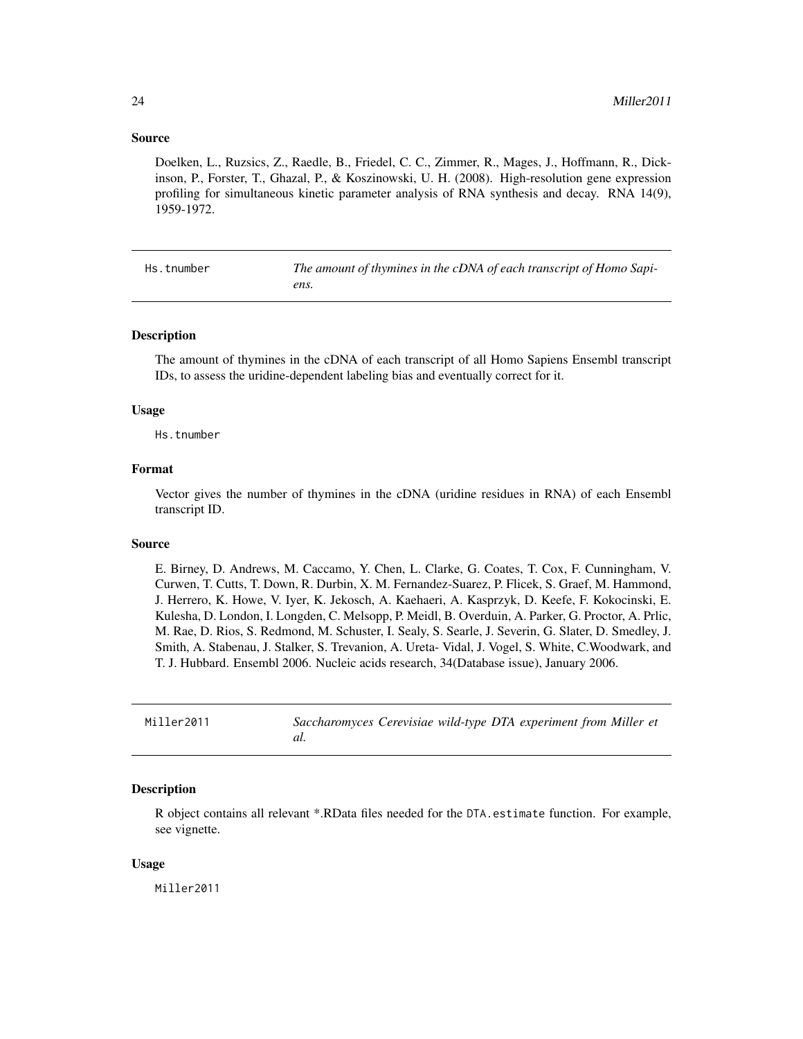### Source

Doelken, L., Ruzsics, Z., Raedle, B., Friedel, C. C., Zimmer, R., Mages, J., Hoffmann, R., Dickinson, P., Forster, T., Ghazal, P., & Koszinowski, U. H. (2008). High-resolution gene expression profiling for simultaneous kinetic parameter analysis of RNA synthesis and decay. RNA 14(9), 1959-1972.

## Hs.tnumber — *The amount of thymines in the cDNA of each transcript of Homo Sapiens.*

### Description

The amount of thymines in the cDNA of each transcript of all Homo Sapiens Ensembl transcript IDs, to assess the uridine-dependent labeling bias and eventually correct for it.

### Usage

```
Hs.tnumber
```

### Format

Vector gives the number of thymines in the cDNA (uridine residues in RNA) of each Ensembl transcript ID.

### Source

E. Birney, D. Andrews, M. Caccamo, Y. Chen, L. Clarke, G. Coates, T. Cox, F. Cunningham, V. Curwen, T. Cutts, T. Down, R. Durbin, X. M. Fernandez-Suarez, P. Flicek, S. Graef, M. Hammond, J. Herrero, K. Howe, V. Iyer, K. Jekosch, A. Kaehaeri, A. Kasprzyk, D. Keefe, F. Kokocinski, E. Kulesha, D. London, I. Longden, C. Melsopp, P. Meidl, B. Overduin, A. Parker, G. Proctor, A. Prlic, M. Rae, D. Rios, S. Redmond, M. Schuster, I. Sealy, S. Searle, J. Severin, G. Slater, D. Smedley, J. Smith, A. Stabenau, J. Stalker, S. Trevanion, A. Ureta- Vidal, J. Vogel, S. White, C.Woodwark, and T. J. Hubbard. Ensembl 2006. Nucleic acids research, 34(Database issue), January 2006.

## Miller2011 — *Saccharomyces Cerevisiae wild-type DTA experiment from Miller et al.*

### Description

R object contains all relevant *.RData files needed for the `DTA.estimate` function. For example, see vignette.

### Usage

```
Miller2011
```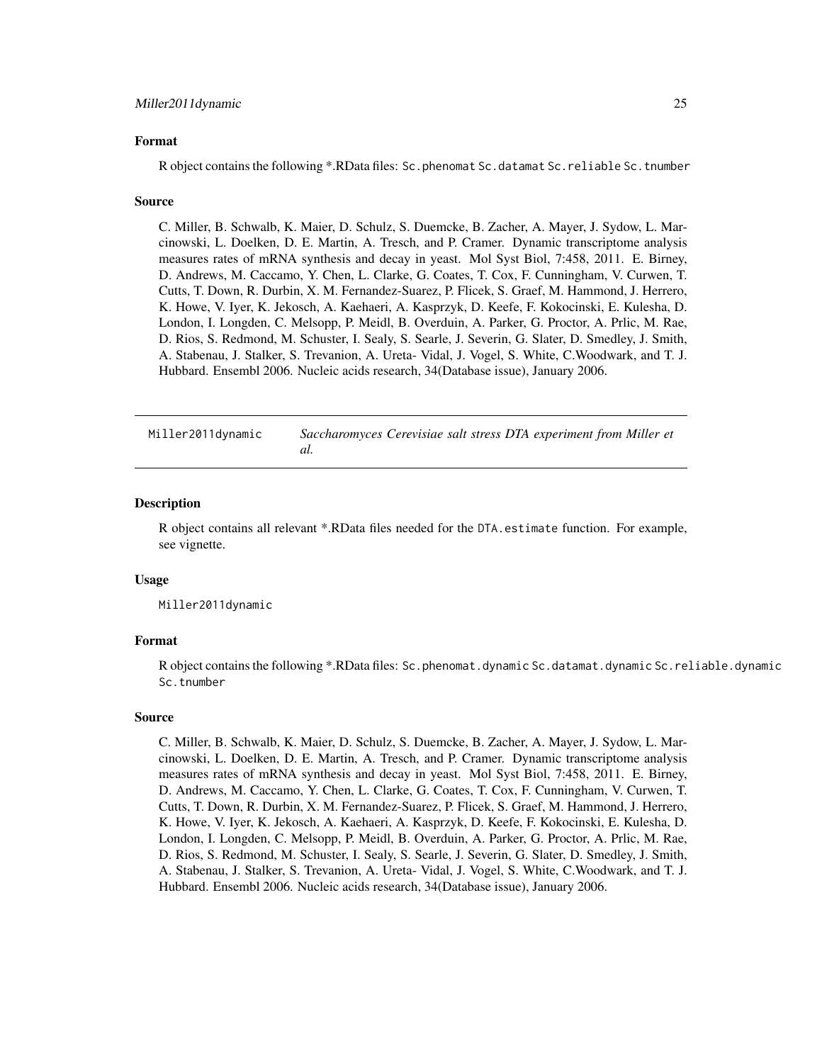### Format

R object contains the following *.RData files: `Sc.phenomat` `Sc.datamat` `Sc.reliable` `Sc.tnumber`

### Source

C. Miller, B. Schwalb, K. Maier, D. Schulz, S. Duemcke, B. Zacher, A. Mayer, J. Sydow, L. Marcinowski, L. Doelken, D. E. Martin, A. Tresch, and P. Cramer. Dynamic transcriptome analysis measures rates of mRNA synthesis and decay in yeast. Mol Syst Biol, 7:458, 2011. E. Birney, D. Andrews, M. Caccamo, Y. Chen, L. Clarke, G. Coates, T. Cox, F. Cunningham, V. Curwen, T. Cutts, T. Down, R. Durbin, X. M. Fernandez-Suarez, P. Flicek, S. Graef, M. Hammond, J. Herrero, K. Howe, V. Iyer, K. Jekosch, A. Kaehaeri, A. Kasprzyk, D. Keefe, F. Kokocinski, E. Kulesha, D. London, I. Longden, C. Melsopp, P. Meidl, B. Overduin, A. Parker, G. Proctor, A. Prlic, M. Rae, D. Rios, S. Redmond, M. Schuster, I. Sealy, S. Searle, J. Severin, G. Slater, D. Smedley, J. Smith, A. Stabenau, J. Stalker, S. Trevanion, A. Ureta- Vidal, J. Vogel, S. White, C.Woodwark, and T. J. Hubbard. Ensembl 2006. Nucleic acids research, 34(Database issue), January 2006.

---

## Miller2011dynamic — *Saccharomyces Cerevisiae salt stress DTA experiment from Miller et al.*

### Description

R object contains all relevant *.RData files needed for the `DTA.estimate` function. For example, see vignette.

### Usage

```
Miller2011dynamic
```

### Format

R object contains the following *.RData files: `Sc.phenomat.dynamic` `Sc.datamat.dynamic` `Sc.reliable.dynamic` `Sc.tnumber`

### Source

C. Miller, B. Schwalb, K. Maier, D. Schulz, S. Duemcke, B. Zacher, A. Mayer, J. Sydow, L. Marcinowski, L. Doelken, D. E. Martin, A. Tresch, and P. Cramer. Dynamic transcriptome analysis measures rates of mRNA synthesis and decay in yeast. Mol Syst Biol, 7:458, 2011. E. Birney, D. Andrews, M. Caccamo, Y. Chen, L. Clarke, G. Coates, T. Cox, F. Cunningham, V. Curwen, T. Cutts, T. Down, R. Durbin, X. M. Fernandez-Suarez, P. Flicek, S. Graef, M. Hammond, J. Herrero, K. Howe, V. Iyer, K. Jekosch, A. Kaehaeri, A. Kasprzyk, D. Keefe, F. Kokocinski, E. Kulesha, D. London, I. Longden, C. Melsopp, P. Meidl, B. Overduin, A. Parker, G. Proctor, A. Prlic, M. Rae, D. Rios, S. Redmond, M. Schuster, I. Sealy, S. Searle, J. Severin, G. Slater, D. Smedley, J. Smith, A. Stabenau, J. Stalker, S. Trevanion, A. Ureta- Vidal, J. Vogel, S. White, C.Woodwark, and T. J. Hubbard. Ensembl 2006. Nucleic acids research, 34(Database issue), January 2006.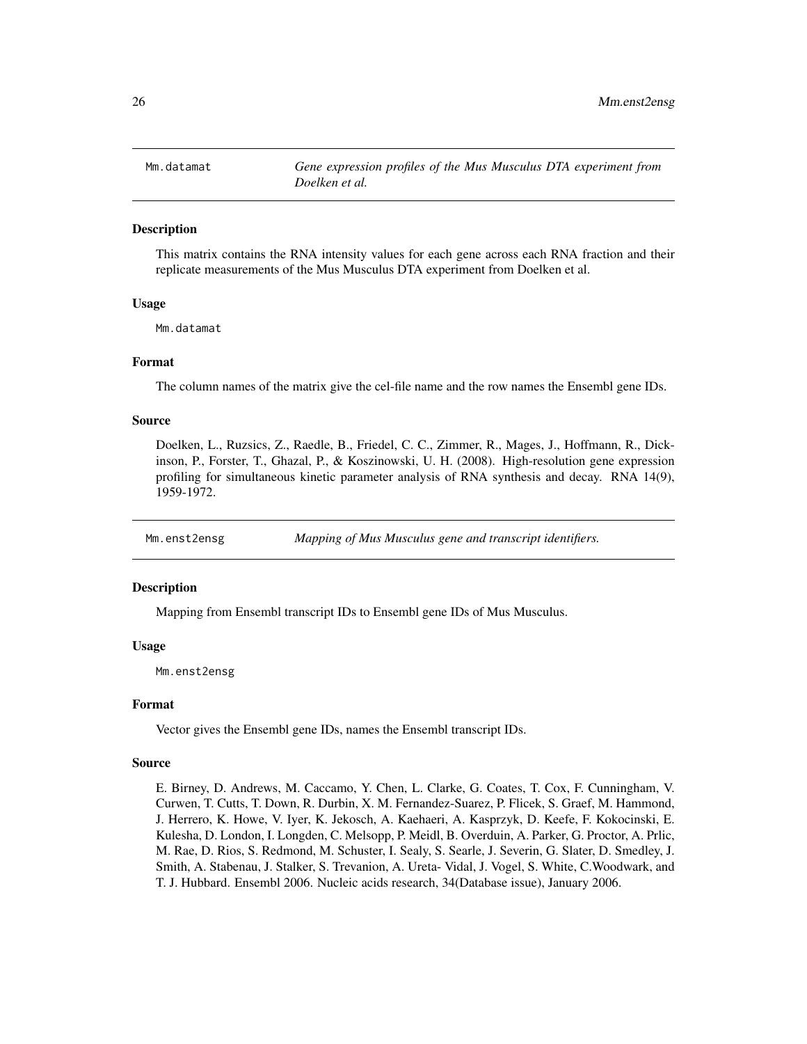## Mm.datamat

*Gene expression profiles of the Mus Musculus DTA experiment from Doelken et al.*

### Description

This matrix contains the RNA intensity values for each gene across each RNA fraction and their replicate measurements of the Mus Musculus DTA experiment from Doelken et al.

### Usage

```
Mm.datamat
```

### Format

The column names of the matrix give the cel-file name and the row names the Ensembl gene IDs.

### Source

Doelken, L., Ruzsics, Z., Raedle, B., Friedel, C. C., Zimmer, R., Mages, J., Hoffmann, R., Dickinson, P., Forster, T., Ghazal, P., & Koszinowski, U. H. (2008). High-resolution gene expression profiling for simultaneous kinetic parameter analysis of RNA synthesis and decay. RNA 14(9), 1959-1972.

## Mm.enst2ensg

*Mapping of Mus Musculus gene and transcript identifiers.*

### Description

Mapping from Ensembl transcript IDs to Ensembl gene IDs of Mus Musculus.

### Usage

```
Mm.enst2ensg
```

### Format

Vector gives the Ensembl gene IDs, names the Ensembl transcript IDs.

### Source

E. Birney, D. Andrews, M. Caccamo, Y. Chen, L. Clarke, G. Coates, T. Cox, F. Cunningham, V. Curwen, T. Cutts, T. Down, R. Durbin, X. M. Fernandez-Suarez, P. Flicek, S. Graef, M. Hammond, J. Herrero, K. Howe, V. Iyer, K. Jekosch, A. Kaehaeri, A. Kasprzyk, D. Keefe, F. Kokocinski, E. Kulesha, D. London, I. Longden, C. Melsopp, P. Meidl, B. Overduin, A. Parker, G. Proctor, A. Prlic, M. Rae, D. Rios, S. Redmond, M. Schuster, I. Sealy, S. Searle, J. Severin, G. Slater, D. Smedley, J. Smith, A. Stabenau, J. Stalker, S. Trevanion, A. Ureta- Vidal, J. Vogel, S. White, C.Woodwark, and T. J. Hubbard. Ensembl 2006. Nucleic acids research, 34(Database issue), January 2006.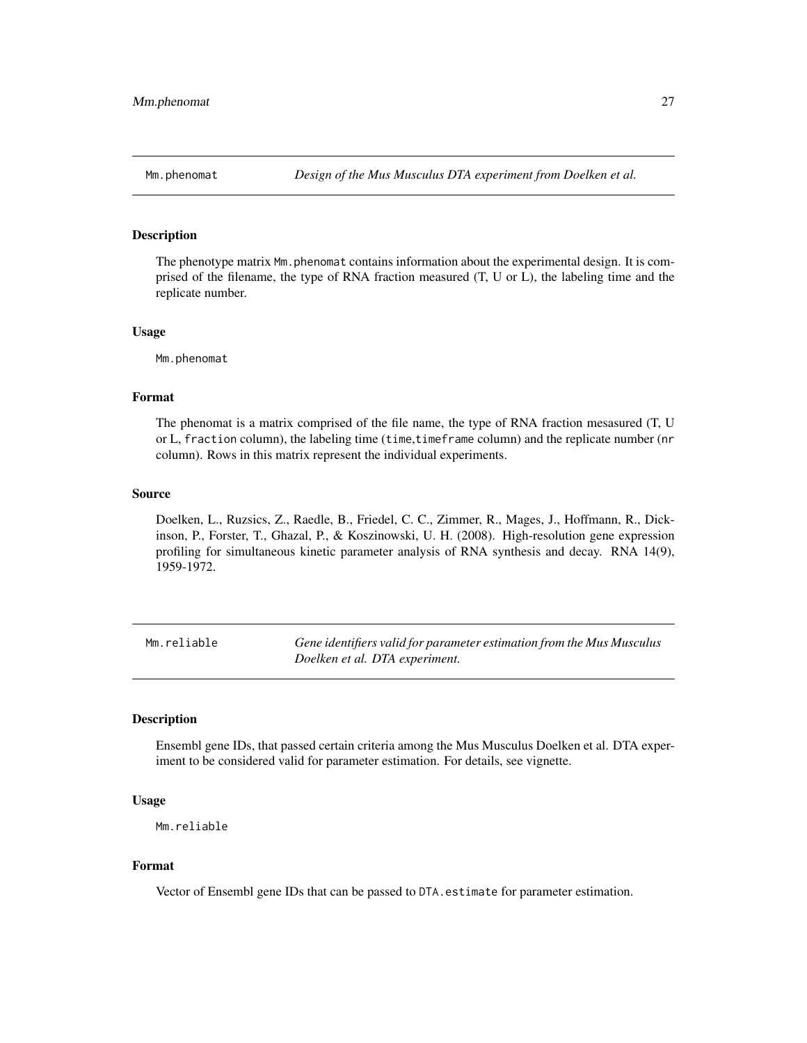## Mm.phenomat — *Design of the Mus Musculus DTA experiment from Doelken et al.*

### Description

The phenotype matrix `Mm.phenomat` contains information about the experimental design. It is comprised of the filename, the type of RNA fraction measured (T, U or L), the labeling time and the replicate number.

### Usage

```
Mm.phenomat
```

### Format

The phenomat is a matrix comprised of the file name, the type of RNA fraction mesasured (T, U or L, `fraction` column), the labeling time (`time`,`timeframe` column) and the replicate number (`nr` column). Rows in this matrix represent the individual experiments.

### Source

Doelken, L., Ruzsics, Z., Raedle, B., Friedel, C. C., Zimmer, R., Mages, J., Hoffmann, R., Dickinson, P., Forster, T., Ghazal, P., & Koszinowski, U. H. (2008). High-resolution gene expression profiling for simultaneous kinetic parameter analysis of RNA synthesis and decay. RNA 14(9), 1959-1972.

## Mm.reliable — *Gene identifiers valid for parameter estimation from the Mus Musculus Doelken et al. DTA experiment.*

### Description

Ensembl gene IDs, that passed certain criteria among the Mus Musculus Doelken et al. DTA experiment to be considered valid for parameter estimation. For details, see vignette.

### Usage

```
Mm.reliable
```

### Format

Vector of Ensembl gene IDs that can be passed to `DTA.estimate` for parameter estimation.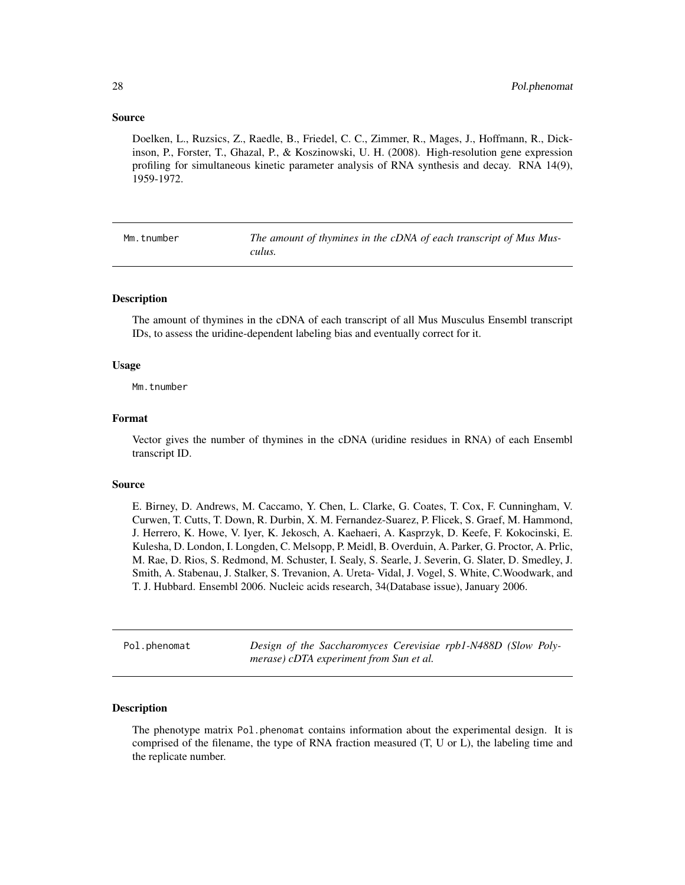### Source

Doelken, L., Ruzsics, Z., Raedle, B., Friedel, C. C., Zimmer, R., Mages, J., Hoffmann, R., Dickinson, P., Forster, T., Ghazal, P., & Koszinowski, U. H. (2008). High-resolution gene expression profiling for simultaneous kinetic parameter analysis of RNA synthesis and decay. RNA 14(9), 1959-1972.

---

## Mm.tnumber — *The amount of thymines in the cDNA of each transcript of Mus Musculus.*

### Description

The amount of thymines in the cDNA of each transcript of all Mus Musculus Ensembl transcript IDs, to assess the uridine-dependent labeling bias and eventually correct for it.

### Usage

```
Mm.tnumber
```

### Format

Vector gives the number of thymines in the cDNA (uridine residues in RNA) of each Ensembl transcript ID.

### Source

E. Birney, D. Andrews, M. Caccamo, Y. Chen, L. Clarke, G. Coates, T. Cox, F. Cunningham, V. Curwen, T. Cutts, T. Down, R. Durbin, X. M. Fernandez-Suarez, P. Flicek, S. Graef, M. Hammond, J. Herrero, K. Howe, V. Iyer, K. Jekosch, A. Kaehaeri, A. Kasprzyk, D. Keefe, F. Kokocinski, E. Kulesha, D. London, I. Longden, C. Melsopp, P. Meidl, B. Overduin, A. Parker, G. Proctor, A. Prlic, M. Rae, D. Rios, S. Redmond, M. Schuster, I. Sealy, S. Searle, J. Severin, G. Slater, D. Smedley, J. Smith, A. Stabenau, J. Stalker, S. Trevanion, A. Ureta- Vidal, J. Vogel, S. White, C.Woodwark, and T. J. Hubbard. Ensembl 2006. Nucleic acids research, 34(Database issue), January 2006.

---

## Pol.phenomat — *Design of the Saccharomyces Cerevisiae rpb1-N488D (Slow Polymerase) cDTA experiment from Sun et al.*

### Description

The phenotype matrix Pol.phenomat contains information about the experimental design. It is comprised of the filename, the type of RNA fraction measured (T, U or L), the labeling time and the replicate number.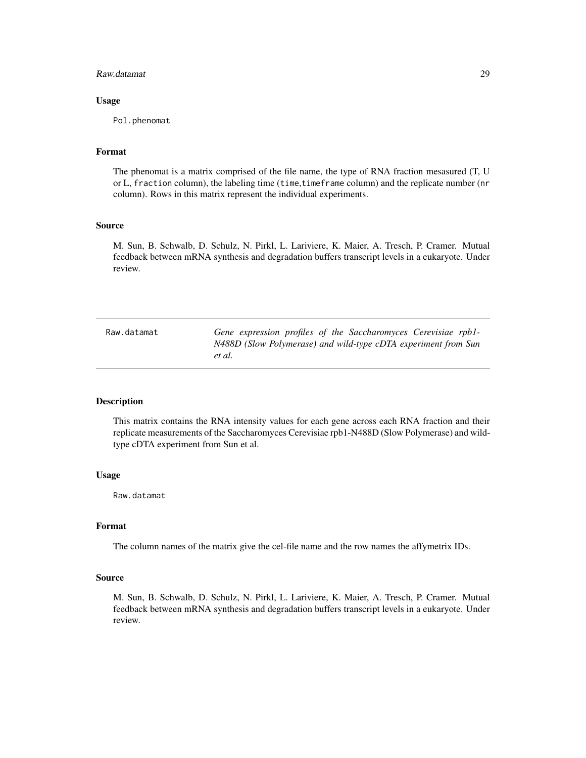### Usage

```
Pol.phenomat
```

### Format

The phenomat is a matrix comprised of the file name, the type of RNA fraction mesasured (T, U or L, `fraction` column), the labeling time (`time`,`timeframe` column) and the replicate number (`nr` column). Rows in this matrix represent the individual experiments.

### Source

M. Sun, B. Schwalb, D. Schulz, N. Pirkl, L. Lariviere, K. Maier, A. Tresch, P. Cramer. Mutual feedback between mRNA synthesis and degradation buffers transcript levels in a eukaryote. Under review.

---

## Raw.datamat

*Gene expression profiles of the Saccharomyces Cerevisiae rpb1-N488D (Slow Polymerase) and wild-type cDTA experiment from Sun et al.*

### Description

This matrix contains the RNA intensity values for each gene across each RNA fraction and their replicate measurements of the Saccharomyces Cerevisiae rpb1-N488D (Slow Polymerase) and wild-type cDTA experiment from Sun et al.

### Usage

```
Raw.datamat
```

### Format

The column names of the matrix give the cel-file name and the row names the affymetrix IDs.

### Source

M. Sun, B. Schwalb, D. Schulz, N. Pirkl, L. Lariviere, K. Maier, A. Tresch, P. Cramer. Mutual feedback between mRNA synthesis and degradation buffers transcript levels in a eukaryote. Under review.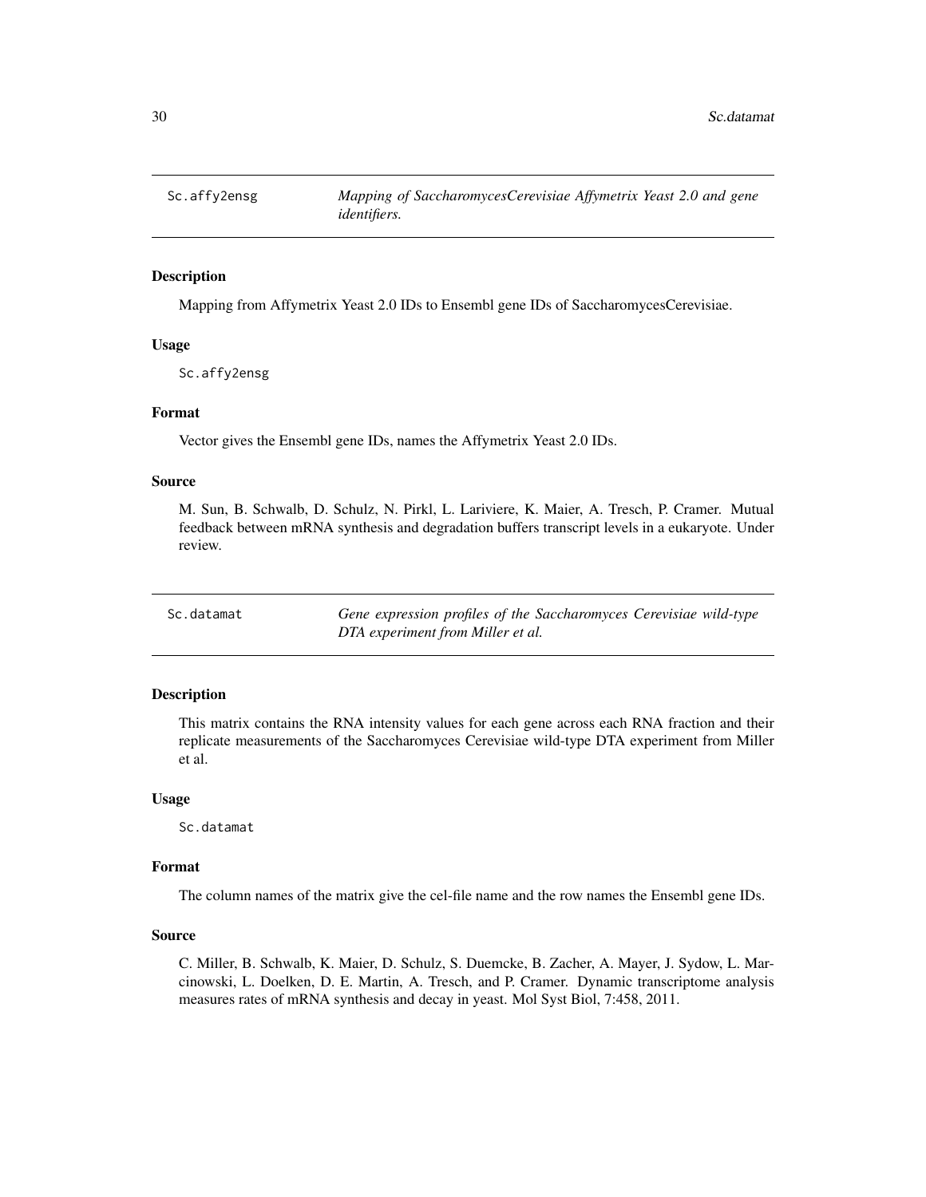## Sc.affy2ensg — *Mapping of SaccharomycesCerevisiae Affymetrix Yeast 2.0 and gene identifiers.*

### Description

Mapping from Affymetrix Yeast 2.0 IDs to Ensembl gene IDs of SaccharomycesCerevisiae.

### Usage

```
Sc.affy2ensg
```

### Format

Vector gives the Ensembl gene IDs, names the Affymetrix Yeast 2.0 IDs.

### Source

M. Sun, B. Schwalb, D. Schulz, N. Pirkl, L. Lariviere, K. Maier, A. Tresch, P. Cramer. Mutual feedback between mRNA synthesis and degradation buffers transcript levels in a eukaryote. Under review.

## Sc.datamat — *Gene expression profiles of the Saccharomyces Cerevisiae wild-type DTA experiment from Miller et al.*

### Description

This matrix contains the RNA intensity values for each gene across each RNA fraction and their replicate measurements of the Saccharomyces Cerevisiae wild-type DTA experiment from Miller et al.

### Usage

```
Sc.datamat
```

### Format

The column names of the matrix give the cel-file name and the row names the Ensembl gene IDs.

### Source

C. Miller, B. Schwalb, K. Maier, D. Schulz, S. Duemcke, B. Zacher, A. Mayer, J. Sydow, L. Marcinowski, L. Doelken, D. E. Martin, A. Tresch, and P. Cramer. Dynamic transcriptome analysis measures rates of mRNA synthesis and decay in yeast. Mol Syst Biol, 7:458, 2011.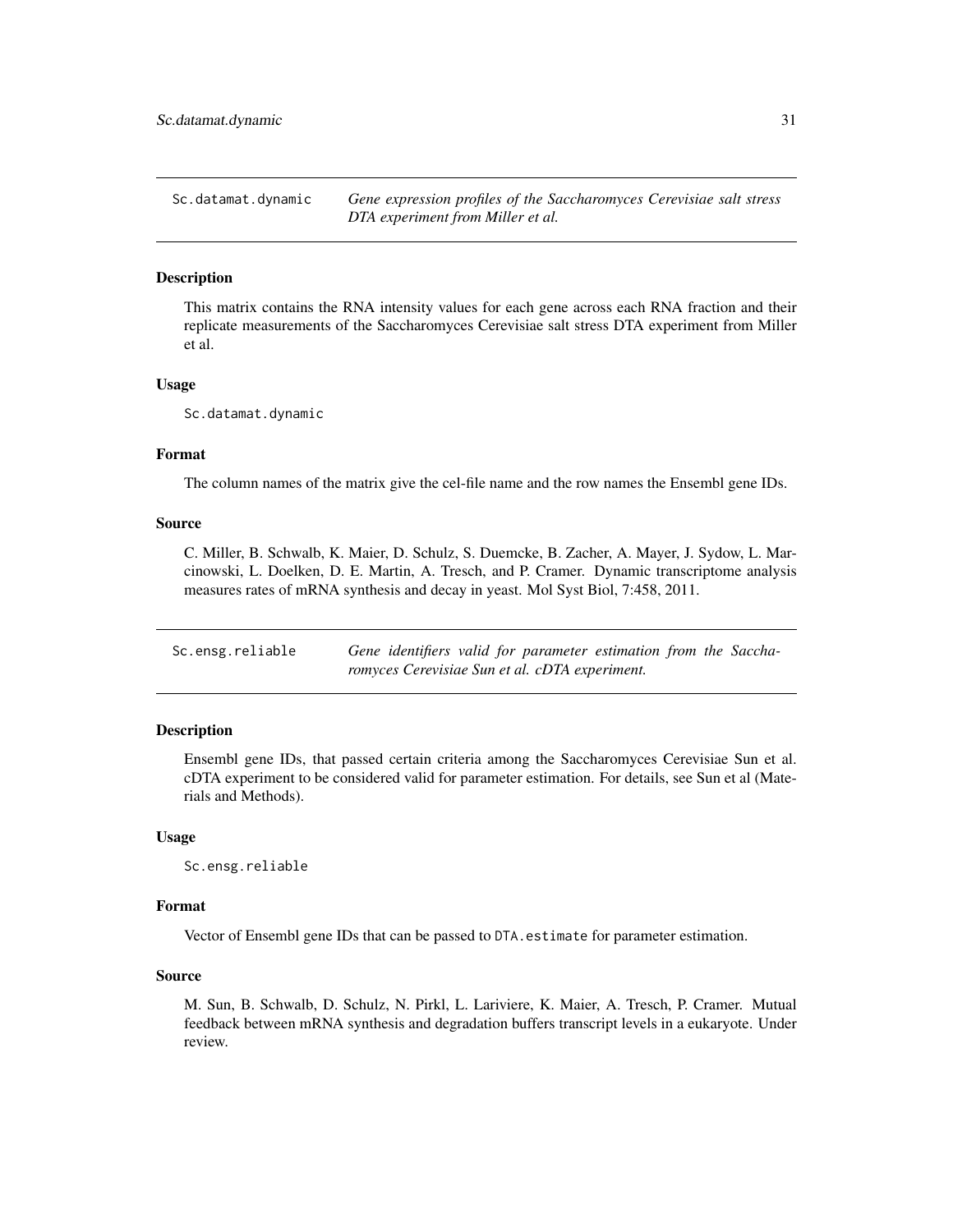## Sc.datamat.dynamic — *Gene expression profiles of the Saccharomyces Cerevisiae salt stress DTA experiment from Miller et al.*

### Description

This matrix contains the RNA intensity values for each gene across each RNA fraction and their replicate measurements of the Saccharomyces Cerevisiae salt stress DTA experiment from Miller et al.

### Usage

```
Sc.datamat.dynamic
```

### Format

The column names of the matrix give the cel-file name and the row names the Ensembl gene IDs.

### Source

C. Miller, B. Schwalb, K. Maier, D. Schulz, S. Duemcke, B. Zacher, A. Mayer, J. Sydow, L. Marcinowski, L. Doelken, D. E. Martin, A. Tresch, and P. Cramer. Dynamic transcriptome analysis measures rates of mRNA synthesis and decay in yeast. Mol Syst Biol, 7:458, 2011.

## Sc.ensg.reliable — *Gene identifiers valid for parameter estimation from the Saccharomyces Cerevisiae Sun et al. cDTA experiment.*

### Description

Ensembl gene IDs, that passed certain criteria among the Saccharomyces Cerevisiae Sun et al. cDTA experiment to be considered valid for parameter estimation. For details, see Sun et al (Materials and Methods).

### Usage

```
Sc.ensg.reliable
```

### Format

Vector of Ensembl gene IDs that can be passed to `DTA.estimate` for parameter estimation.

### Source

M. Sun, B. Schwalb, D. Schulz, N. Pirkl, L. Lariviere, K. Maier, A. Tresch, P. Cramer. Mutual feedback between mRNA synthesis and degradation buffers transcript levels in a eukaryote. Under review.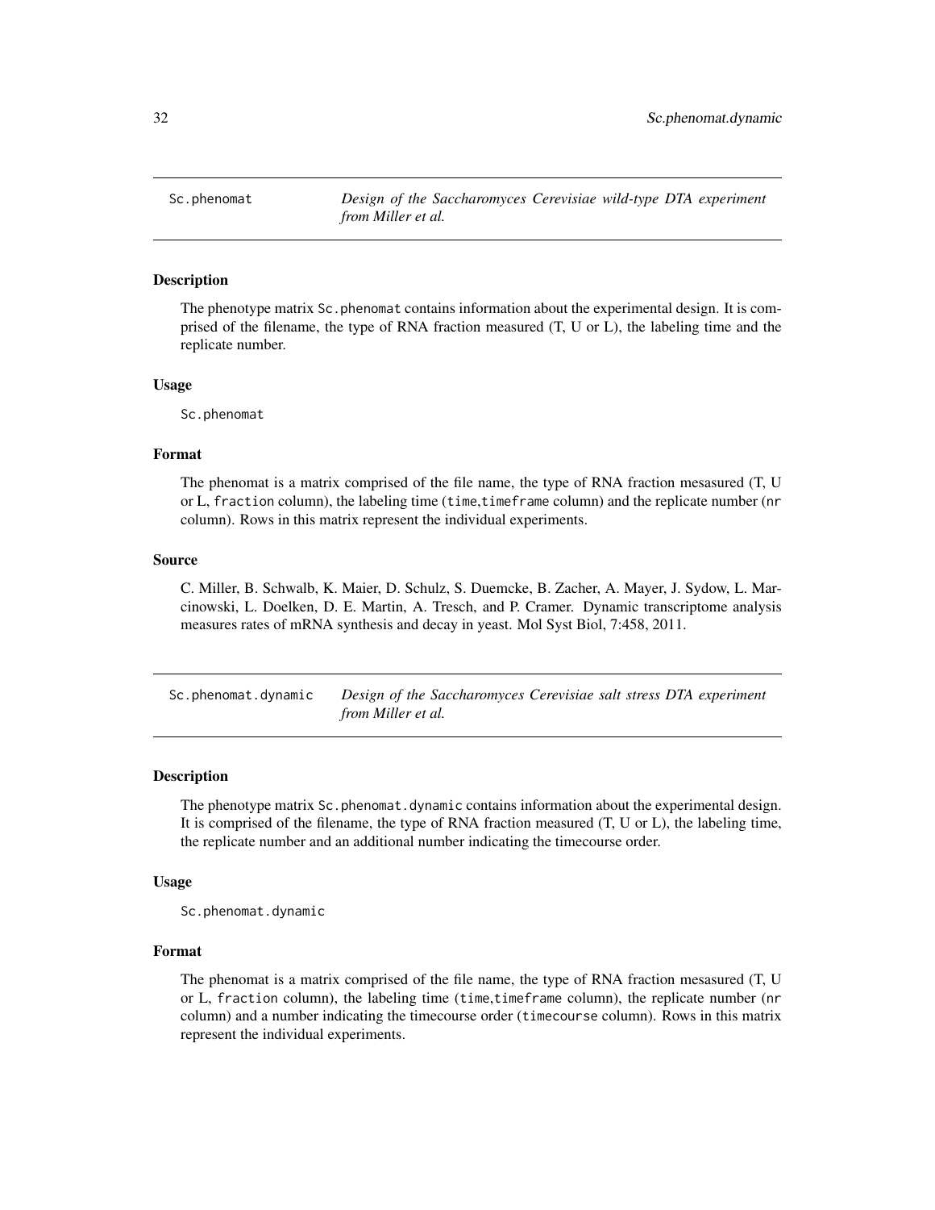## Sc.phenomat *Design of the Saccharomyces Cerevisiae wild-type DTA experiment from Miller et al.*

### Description

The phenotype matrix `Sc.phenomat` contains information about the experimental design. It is comprised of the filename, the type of RNA fraction measured (T, U or L), the labeling time and the replicate number.

### Usage

```
Sc.phenomat
```

### Format

The phenomat is a matrix comprised of the file name, the type of RNA fraction mesasured (T, U or L, `fraction` column), the labeling time (`time`,`timeframe` column) and the replicate number (`nr` column). Rows in this matrix represent the individual experiments.

### Source

C. Miller, B. Schwalb, K. Maier, D. Schulz, S. Duemcke, B. Zacher, A. Mayer, J. Sydow, L. Marcinowski, L. Doelken, D. E. Martin, A. Tresch, and P. Cramer. Dynamic transcriptome analysis measures rates of mRNA synthesis and decay in yeast. Mol Syst Biol, 7:458, 2011.

## Sc.phenomat.dynamic *Design of the Saccharomyces Cerevisiae salt stress DTA experiment from Miller et al.*

### Description

The phenotype matrix `Sc.phenomat.dynamic` contains information about the experimental design. It is comprised of the filename, the type of RNA fraction measured (T, U or L), the labeling time, the replicate number and an additional number indicating the timecourse order.

### Usage

```
Sc.phenomat.dynamic
```

### Format

The phenomat is a matrix comprised of the file name, the type of RNA fraction mesasured (T, U or L, `fraction` column), the labeling time (`time`,`timeframe` column), the replicate number (`nr` column) and a number indicating the timecourse order (`timecourse` column). Rows in this matrix represent the individual experiments.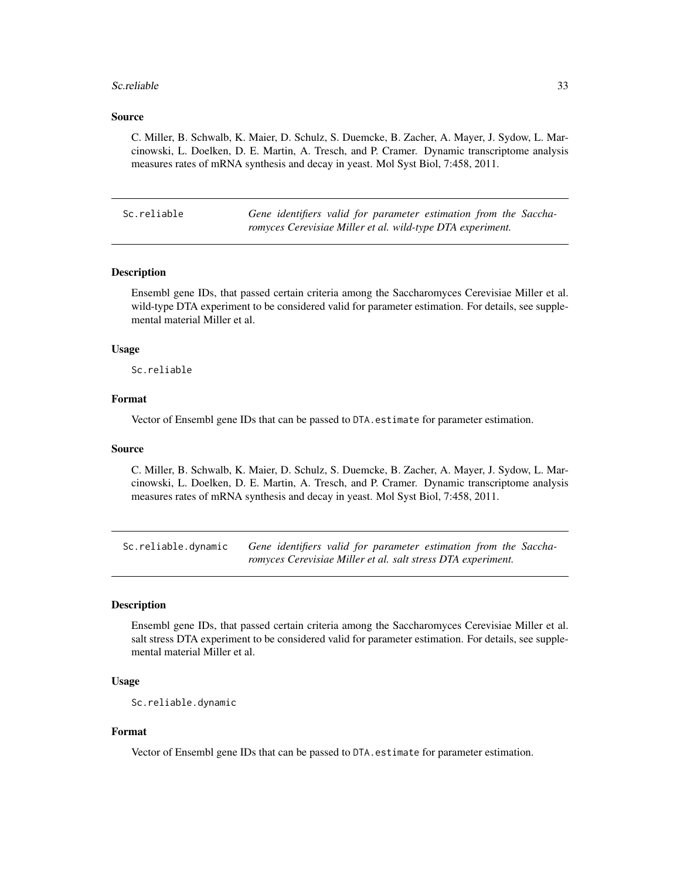### Source

C. Miller, B. Schwalb, K. Maier, D. Schulz, S. Duemcke, B. Zacher, A. Mayer, J. Sydow, L. Marcinowski, L. Doelken, D. E. Martin, A. Tresch, and P. Cramer. Dynamic transcriptome analysis measures rates of mRNA synthesis and decay in yeast. Mol Syst Biol, 7:458, 2011.

---

## Sc.reliable — *Gene identifiers valid for parameter estimation from the Saccharomyces Cerevisiae Miller et al. wild-type DTA experiment.*

### Description

Ensembl gene IDs, that passed certain criteria among the Saccharomyces Cerevisiae Miller et al. wild-type DTA experiment to be considered valid for parameter estimation. For details, see supplemental material Miller et al.

### Usage

```
Sc.reliable
```

### Format

Vector of Ensembl gene IDs that can be passed to `DTA.estimate` for parameter estimation.

### Source

C. Miller, B. Schwalb, K. Maier, D. Schulz, S. Duemcke, B. Zacher, A. Mayer, J. Sydow, L. Marcinowski, L. Doelken, D. E. Martin, A. Tresch, and P. Cramer. Dynamic transcriptome analysis measures rates of mRNA synthesis and decay in yeast. Mol Syst Biol, 7:458, 2011.

---

## Sc.reliable.dynamic — *Gene identifiers valid for parameter estimation from the Saccharomyces Cerevisiae Miller et al. salt stress DTA experiment.*

### Description

Ensembl gene IDs, that passed certain criteria among the Saccharomyces Cerevisiae Miller et al. salt stress DTA experiment to be considered valid for parameter estimation. For details, see supplemental material Miller et al.

### Usage

```
Sc.reliable.dynamic
```

### Format

Vector of Ensembl gene IDs that can be passed to `DTA.estimate` for parameter estimation.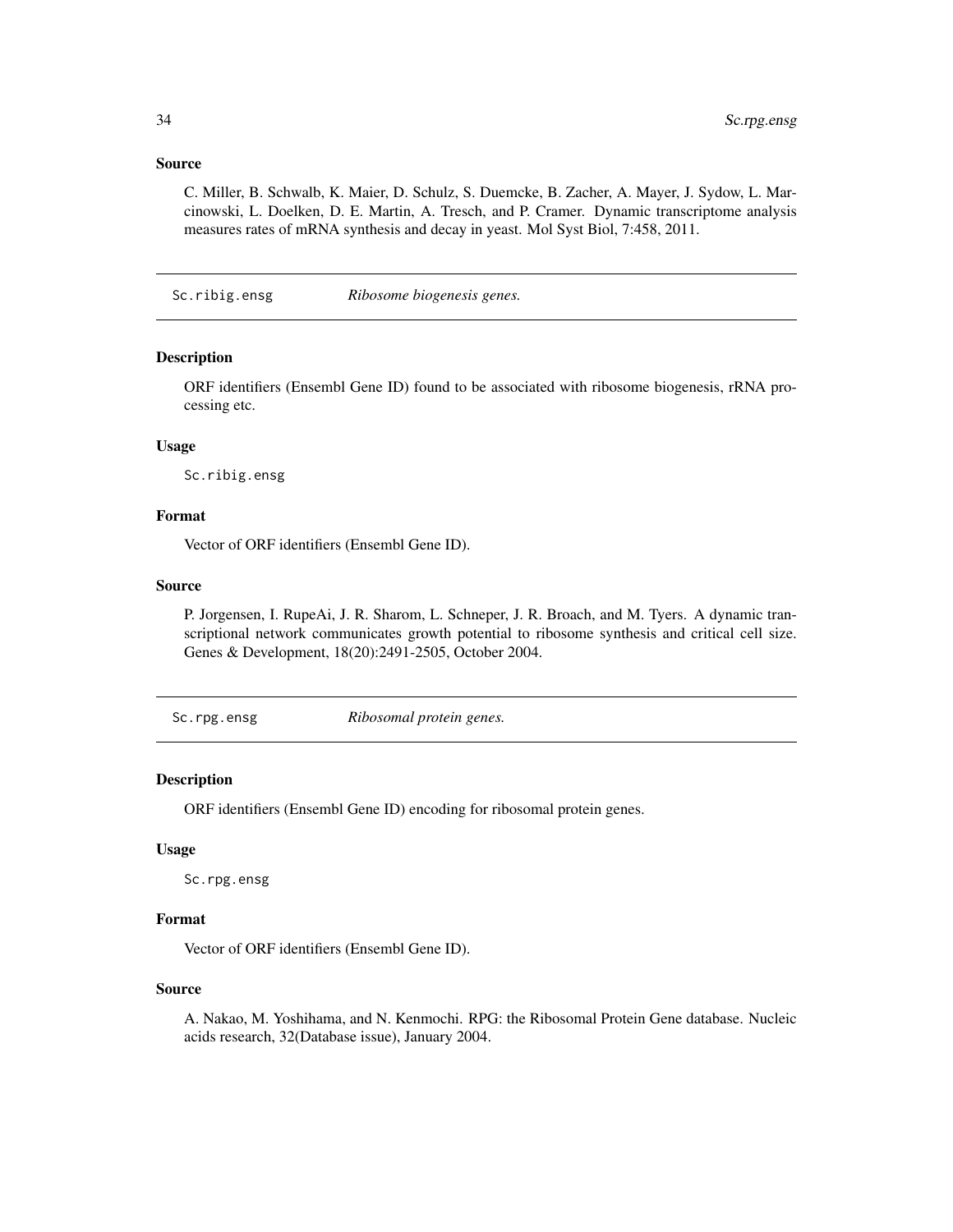### Source

C. Miller, B. Schwalb, K. Maier, D. Schulz, S. Duemcke, B. Zacher, A. Mayer, J. Sydow, L. Marcinowski, L. Doelken, D. E. Martin, A. Tresch, and P. Cramer. Dynamic transcriptome analysis measures rates of mRNA synthesis and decay in yeast. Mol Syst Biol, 7:458, 2011.

---

## Sc.ribig.ensg — *Ribosome biogenesis genes.*

### Description

ORF identifiers (Ensembl Gene ID) found to be associated with ribosome biogenesis, rRNA processing etc.

### Usage

```
Sc.ribig.ensg
```

### Format

Vector of ORF identifiers (Ensembl Gene ID).

### Source

P. Jorgensen, I. RupeAi, J. R. Sharom, L. Schneper, J. R. Broach, and M. Tyers. A dynamic transcriptional network communicates growth potential to ribosome synthesis and critical cell size. Genes & Development, 18(20):2491-2505, October 2004.

---

## Sc.rpg.ensg — *Ribosomal protein genes.*

### Description

ORF identifiers (Ensembl Gene ID) encoding for ribosomal protein genes.

### Usage

```
Sc.rpg.ensg
```

### Format

Vector of ORF identifiers (Ensembl Gene ID).

### Source

A. Nakao, M. Yoshihama, and N. Kenmochi. RPG: the Ribosomal Protein Gene database. Nucleic acids research, 32(Database issue), January 2004.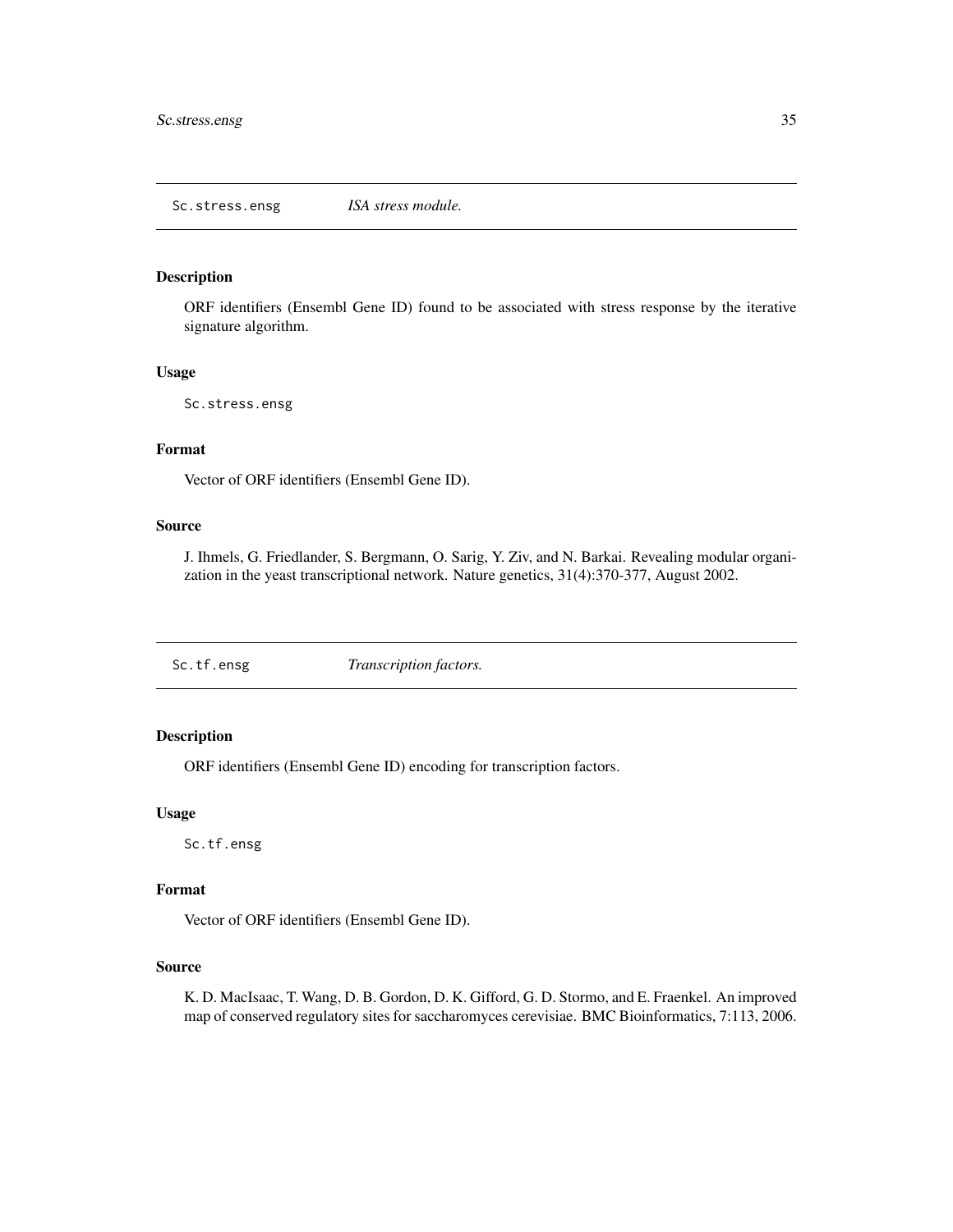## Sc.stress.ensg    *ISA stress module.*

### Description

ORF identifiers (Ensembl Gene ID) found to be associated with stress response by the iterative signature algorithm.

### Usage

```
Sc.stress.ensg
```

### Format

Vector of ORF identifiers (Ensembl Gene ID).

### Source

J. Ihmels, G. Friedlander, S. Bergmann, O. Sarig, Y. Ziv, and N. Barkai. Revealing modular organization in the yeast transcriptional network. Nature genetics, 31(4):370-377, August 2002.

## Sc.tf.ensg    *Transcription factors.*

### Description

ORF identifiers (Ensembl Gene ID) encoding for transcription factors.

### Usage

```
Sc.tf.ensg
```

### Format

Vector of ORF identifiers (Ensembl Gene ID).

### Source

K. D. MacIsaac, T. Wang, D. B. Gordon, D. K. Gifford, G. D. Stormo, and E. Fraenkel. An improved map of conserved regulatory sites for saccharomyces cerevisiae. BMC Bioinformatics, 7:113, 2006.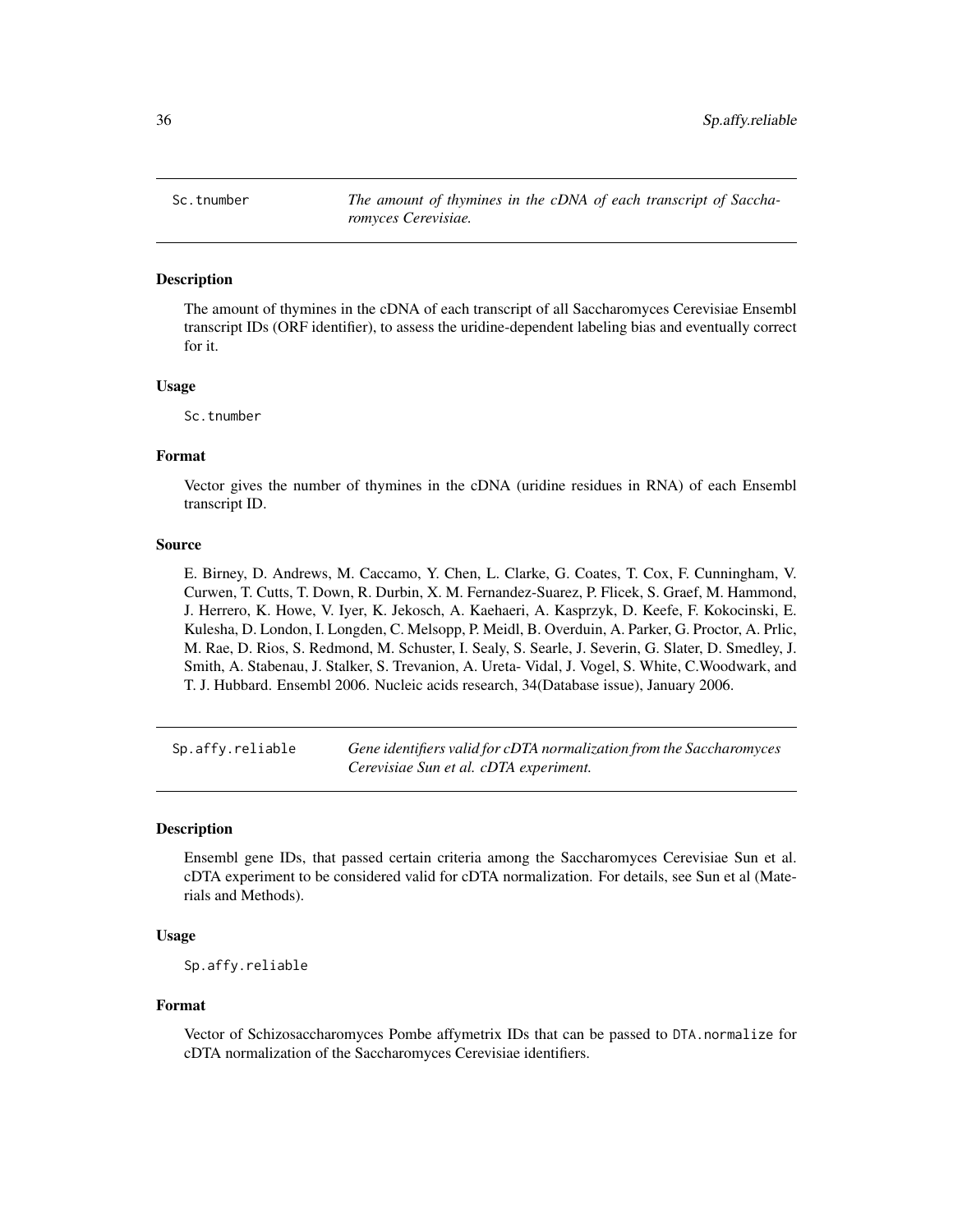## Sc.tnumber — *The amount of thymines in the cDNA of each transcript of Saccharomyces Cerevisiae.*

### Description

The amount of thymines in the cDNA of each transcript of all Saccharomyces Cerevisiae Ensembl transcript IDs (ORF identifier), to assess the uridine-dependent labeling bias and eventually correct for it.

### Usage

```
Sc.tnumber
```

### Format

Vector gives the number of thymines in the cDNA (uridine residues in RNA) of each Ensembl transcript ID.

### Source

E. Birney, D. Andrews, M. Caccamo, Y. Chen, L. Clarke, G. Coates, T. Cox, F. Cunningham, V. Curwen, T. Cutts, T. Down, R. Durbin, X. M. Fernandez-Suarez, P. Flicek, S. Graef, M. Hammond, J. Herrero, K. Howe, V. Iyer, K. Jekosch, A. Kaehaeri, A. Kasprzyk, D. Keefe, F. Kokocinski, E. Kulesha, D. London, I. Longden, C. Melsopp, P. Meidl, B. Overduin, A. Parker, G. Proctor, A. Prlic, M. Rae, D. Rios, S. Redmond, M. Schuster, I. Sealy, S. Searle, J. Severin, G. Slater, D. Smedley, J. Smith, A. Stabenau, J. Stalker, S. Trevanion, A. Ureta- Vidal, J. Vogel, S. White, C.Woodwark, and T. J. Hubbard. Ensembl 2006. Nucleic acids research, 34(Database issue), January 2006.

## Sp.affy.reliable — *Gene identifiers valid for cDTA normalization from the Saccharomyces Cerevisiae Sun et al. cDTA experiment.*

### Description

Ensembl gene IDs, that passed certain criteria among the Saccharomyces Cerevisiae Sun et al. cDTA experiment to be considered valid for cDTA normalization. For details, see Sun et al (Materials and Methods).

### Usage

```
Sp.affy.reliable
```

### Format

Vector of Schizosaccharomyces Pombe affymetrix IDs that can be passed to `DTA.normalize` for cDTA normalization of the Saccharomyces Cerevisiae identifiers.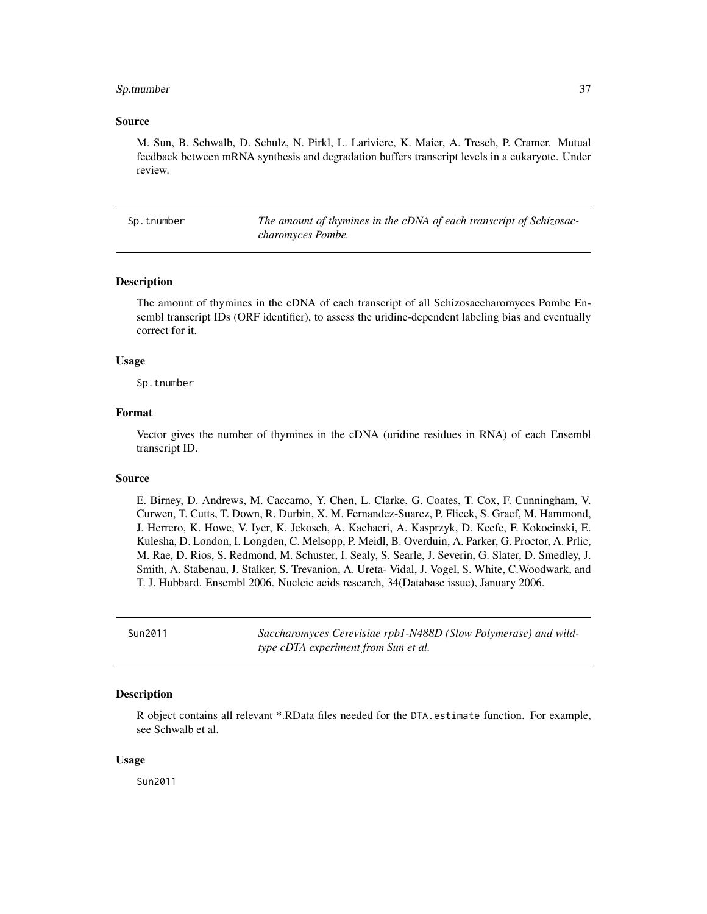### Source

M. Sun, B. Schwalb, D. Schulz, N. Pirkl, L. Lariviere, K. Maier, A. Tresch, P. Cramer. Mutual feedback between mRNA synthesis and degradation buffers transcript levels in a eukaryote. Under review.

---

## Sp.tnumber — *The amount of thymines in the cDNA of each transcript of Schizosaccharomyces Pombe.*

---

### Description

The amount of thymines in the cDNA of each transcript of all Schizosaccharomyces Pombe Ensembl transcript IDs (ORF identifier), to assess the uridine-dependent labeling bias and eventually correct for it.

### Usage

```
Sp.tnumber
```

### Format

Vector gives the number of thymines in the cDNA (uridine residues in RNA) of each Ensembl transcript ID.

### Source

E. Birney, D. Andrews, M. Caccamo, Y. Chen, L. Clarke, G. Coates, T. Cox, F. Cunningham, V. Curwen, T. Cutts, T. Down, R. Durbin, X. M. Fernandez-Suarez, P. Flicek, S. Graef, M. Hammond, J. Herrero, K. Howe, V. Iyer, K. Jekosch, A. Kaehaeri, A. Kasprzyk, D. Keefe, F. Kokocinski, E. Kulesha, D. London, I. Longden, C. Melsopp, P. Meidl, B. Overduin, A. Parker, G. Proctor, A. Prlic, M. Rae, D. Rios, S. Redmond, M. Schuster, I. Sealy, S. Searle, J. Severin, G. Slater, D. Smedley, J. Smith, A. Stabenau, J. Stalker, S. Trevanion, A. Ureta- Vidal, J. Vogel, S. White, C.Woodwark, and T. J. Hubbard. Ensembl 2006. Nucleic acids research, 34(Database issue), January 2006.

---

## Sun2011 — *Saccharomyces Cerevisiae rpb1-N488D (Slow Polymerase) and wildtype cDTA experiment from Sun et al.*

---

### Description

R object contains all relevant *.RData files needed for the `DTA.estimate` function. For example, see Schwalb et al.

### Usage

```
Sun2011
```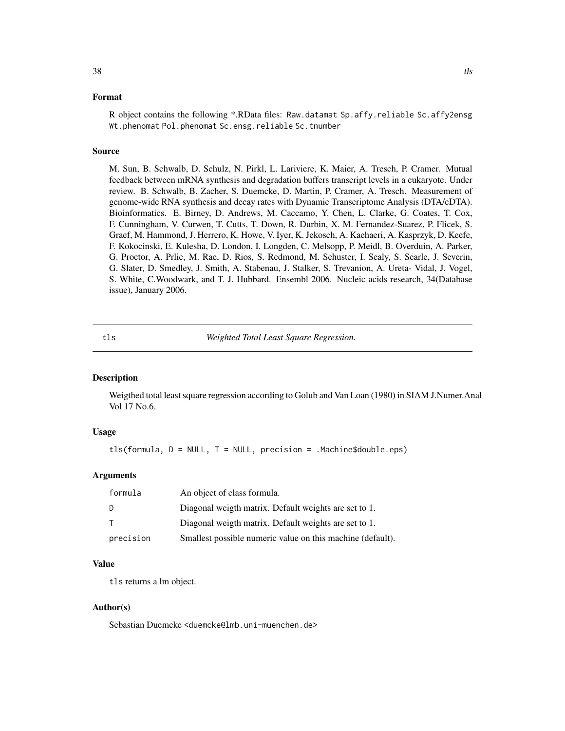### Format

R object contains the following *.RData files: Raw.datamat Sp.affy.reliable Sc.affy2ensg Wt.phenomat Pol.phenomat Sc.ensg.reliable Sc.tnumber

### Source

M. Sun, B. Schwalb, D. Schulz, N. Pirkl, L. Lariviere, K. Maier, A. Tresch, P. Cramer. Mutual feedback between mRNA synthesis and degradation buffers transcript levels in a eukaryote. Under review. B. Schwalb, B. Zacher, S. Duemcke, D. Martin, P. Cramer, A. Tresch. Measurement of genome-wide RNA synthesis and decay rates with Dynamic Transcriptome Analysis (DTA/cDTA). Bioinformatics. E. Birney, D. Andrews, M. Caccamo, Y. Chen, L. Clarke, G. Coates, T. Cox, F. Cunningham, V. Curwen, T. Cutts, T. Down, R. Durbin, X. M. Fernandez-Suarez, P. Flicek, S. Graef, M. Hammond, J. Herrero, K. Howe, V. Iyer, K. Jekosch, A. Kaehaeri, A. Kasprzyk, D. Keefe, F. Kokocinski, E. Kulesha, D. London, I. Longden, C. Melsopp, P. Meidl, B. Overduin, A. Parker, G. Proctor, A. Prlic, M. Rae, D. Rios, S. Redmond, M. Schuster, I. Sealy, S. Searle, J. Severin, G. Slater, D. Smedley, J. Smith, A. Stabenau, J. Stalker, S. Trevanion, A. Ureta- Vidal, J. Vogel, S. White, C.Woodwark, and T. J. Hubbard. Ensembl 2006. Nucleic acids research, 34(Database issue), January 2006.

---

## tls — *Weighted Total Least Square Regression.*

### Description

Weigthed total least square regression according to Golub and Van Loan (1980) in SIAM J.Numer.Anal Vol 17 No.6.

### Usage

```
tls(formula, D = NULL, T = NULL, precision = .Machine$double.eps)
```

### Arguments

| | |
|---|---|
| formula | An object of class formula. |
| D | Diagonal weigth matrix. Default weights are set to 1. |
| T | Diagonal weigth matrix. Default weights are set to 1. |
| precision | Smallest possible numeric value on this machine (default). |

### Value

tls returns a lm object.

### Author(s)

Sebastian Duemcke <duemcke@lmb.uni-muenchen.de>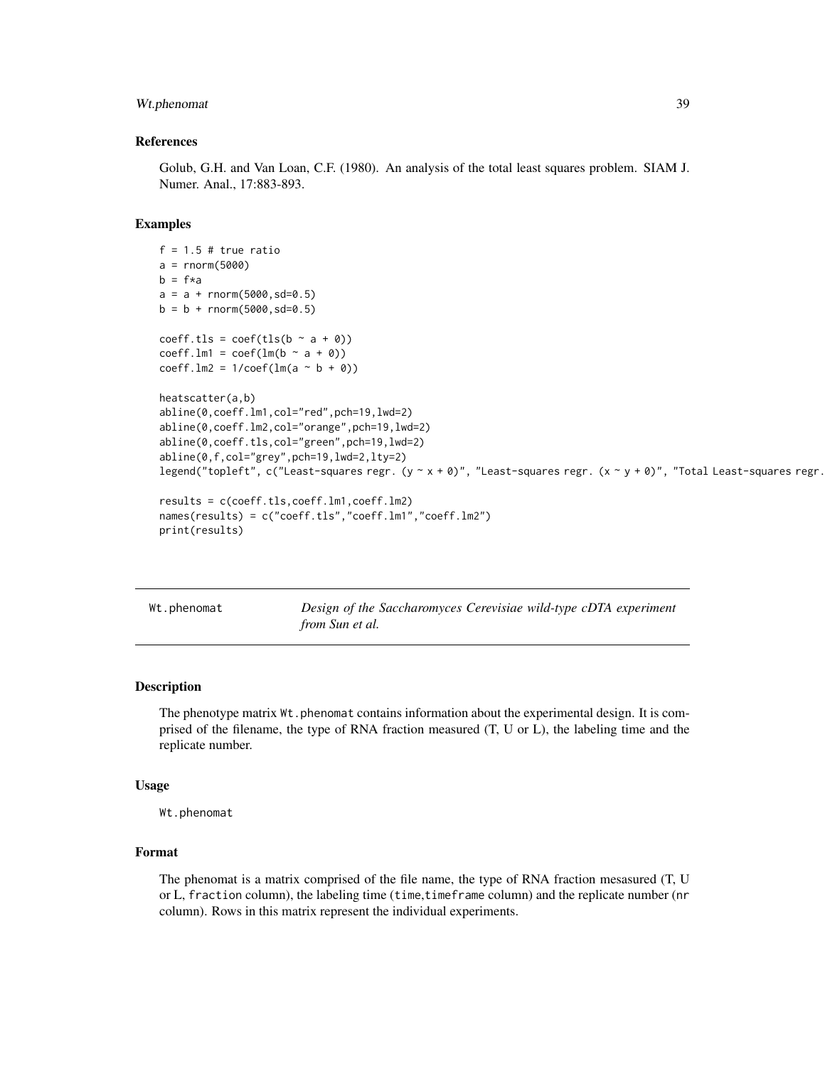### References

Golub, G.H. and Van Loan, C.F. (1980). An analysis of the total least squares problem. SIAM J. Numer. Anal., 17:883-893.

### Examples

```
f = 1.5 # true ratio
a = rnorm(5000)
b = f*a
a = a + rnorm(5000,sd=0.5)
b = b + rnorm(5000,sd=0.5)

coeff.tls = coef(tls(b ~ a + 0))
coeff.lm1 = coef(lm(b ~ a + 0))
coeff.lm2 = 1/coef(lm(a ~ b + 0))

heatscatter(a,b)
abline(0,coeff.lm1,col="red",pch=19,lwd=2)
abline(0,coeff.lm2,col="orange",pch=19,lwd=2)
abline(0,coeff.tls,col="green",pch=19,lwd=2)
abline(0,f,col="grey",pch=19,lwd=2,lty=2)
legend("topleft", c("Least-squares regr. (y ~ x + 0)", "Least-squares regr. (x ~ y + 0)", "Total Least-squares regr.

results = c(coeff.tls,coeff.lm1,coeff.lm2)
names(results) = c("coeff.tls","coeff.lm1","coeff.lm2")
print(results)
```

---

## Wt.phenomat — *Design of the Saccharomyces Cerevisiae wild-type cDTA experiment from Sun et al.*

---

### Description

The phenotype matrix `Wt.phenomat` contains information about the experimental design. It is comprised of the filename, the type of RNA fraction measured (T, U or L), the labeling time and the replicate number.

### Usage

```
Wt.phenomat
```

### Format

The phenomat is a matrix comprised of the file name, the type of RNA fraction mesasured (T, U or L, `fraction` column), the labeling time (`time`,`timeframe` column) and the replicate number (`nr` column). Rows in this matrix represent the individual experiments.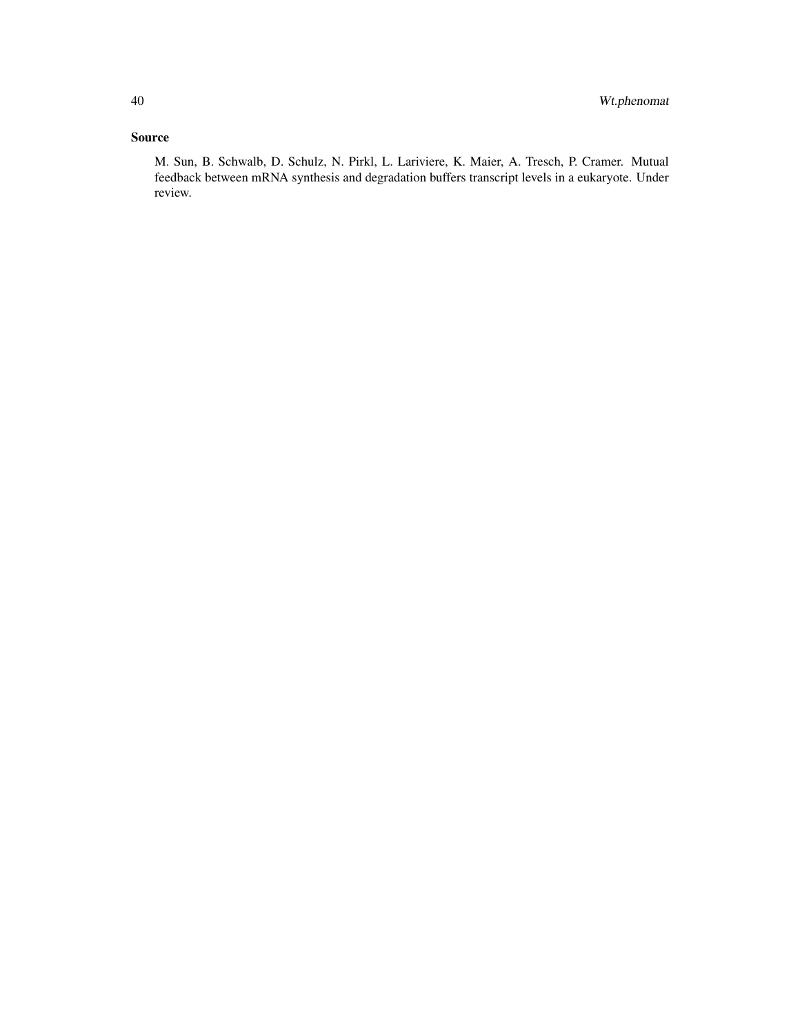## Source

M. Sun, B. Schwalb, D. Schulz, N. Pirkl, L. Lariviere, K. Maier, A. Tresch, P. Cramer. Mutual feedback between mRNA synthesis and degradation buffers transcript levels in a eukaryote. Under review.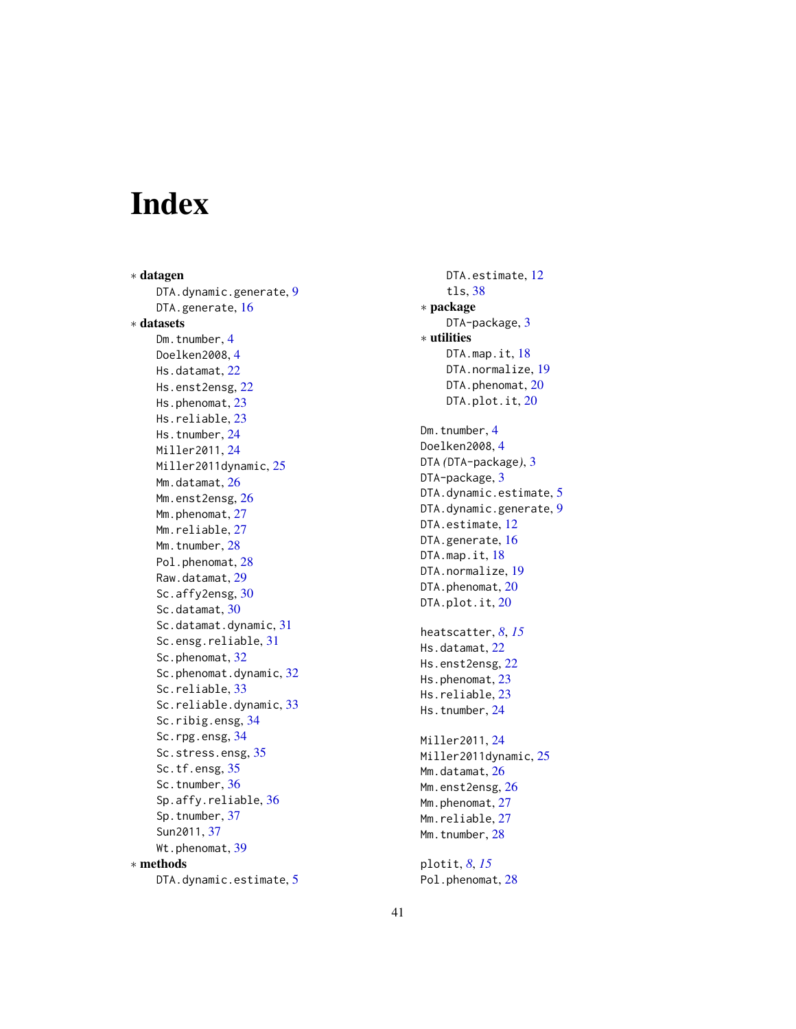# Index

∗ **datagen**
  DTA.dynamic.generate, 9
  DTA.generate, 16

∗ **datasets**
  Dm.tnumber, 4
  Doelken2008, 4
  Hs.datamat, 22
  Hs.enst2ensg, 22
  Hs.phenomat, 23
  Hs.reliable, 23
  Hs.tnumber, 24
  Miller2011, 24
  Miller2011dynamic, 25
  Mm.datamat, 26
  Mm.enst2ensg, 26
  Mm.phenomat, 27
  Mm.reliable, 27
  Mm.tnumber, 28
  Pol.phenomat, 28
  Raw.datamat, 29
  Sc.affy2ensg, 30
  Sc.datamat, 30
  Sc.datamat.dynamic, 31
  Sc.ensg.reliable, 31
  Sc.phenomat, 32
  Sc.phenomat.dynamic, 32
  Sc.reliable, 33
  Sc.reliable.dynamic, 33
  Sc.ribig.ensg, 34
  Sc.rpg.ensg, 34
  Sc.stress.ensg, 35
  Sc.tf.ensg, 35
  Sc.tnumber, 36
  Sp.affy.reliable, 36
  Sp.tnumber, 37
  Sun2011, 37
  Wt.phenomat, 39

∗ **methods**
  DTA.dynamic.estimate, 5
  DTA.estimate, 12
  tls, 38

∗ **package**
  DTA-package, 3

∗ **utilities**
  DTA.map.it, 18
  DTA.normalize, 19
  DTA.phenomat, 20
  DTA.plot.it, 20

Dm.tnumber, 4
Doelken2008, 4
DTA *(DTA-package)*, 3
DTA-package, 3
DTA.dynamic.estimate, 5
DTA.dynamic.generate, 9
DTA.estimate, 12
DTA.generate, 16
DTA.map.it, 18
DTA.normalize, 19
DTA.phenomat, 20
DTA.plot.it, 20

heatscatter, *8*, *15*
Hs.datamat, 22
Hs.enst2ensg, 22
Hs.phenomat, 23
Hs.reliable, 23
Hs.tnumber, 24

Miller2011, 24
Miller2011dynamic, 25
Mm.datamat, 26
Mm.enst2ensg, 26
Mm.phenomat, 27
Mm.reliable, 27
Mm.tnumber, 28

plotit, *8*, *15*
Pol.phenomat, 28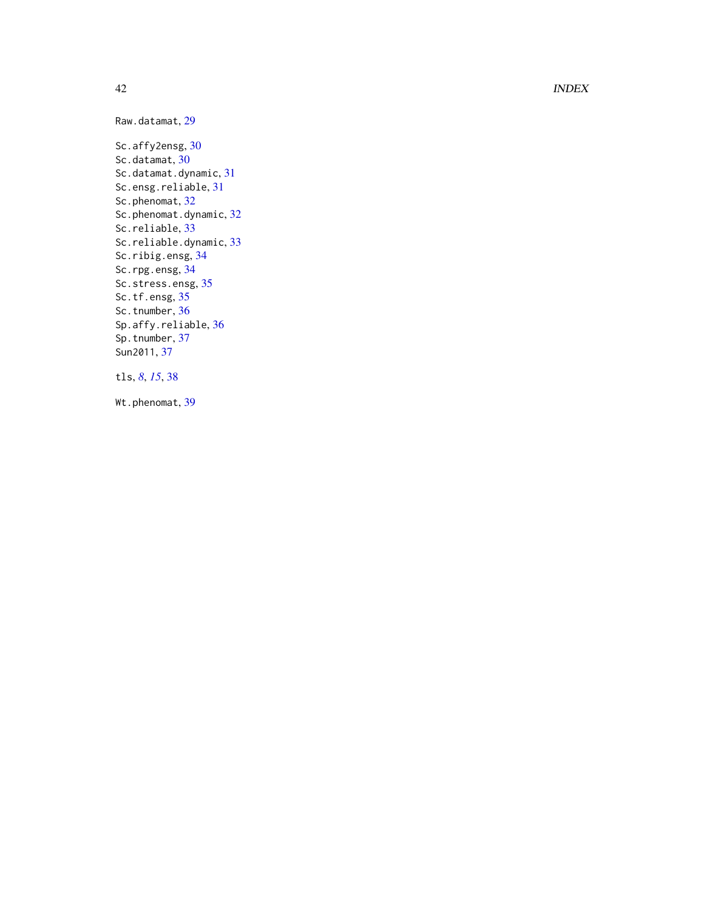Raw.datamat, 29

Sc.affy2ensg, 30
Sc.datamat, 30
Sc.datamat.dynamic, 31
Sc.ensg.reliable, 31
Sc.phenomat, 32
Sc.phenomat.dynamic, 32
Sc.reliable, 33
Sc.reliable.dynamic, 33
Sc.ribig.ensg, 34
Sc.rpg.ensg, 34
Sc.stress.ensg, 35
Sc.tf.ensg, 35
Sc.tnumber, 36
Sp.affy.reliable, 36
Sp.tnumber, 37
Sun2011, 37

tls, *8*, *15*, 38

Wt.phenomat, 39